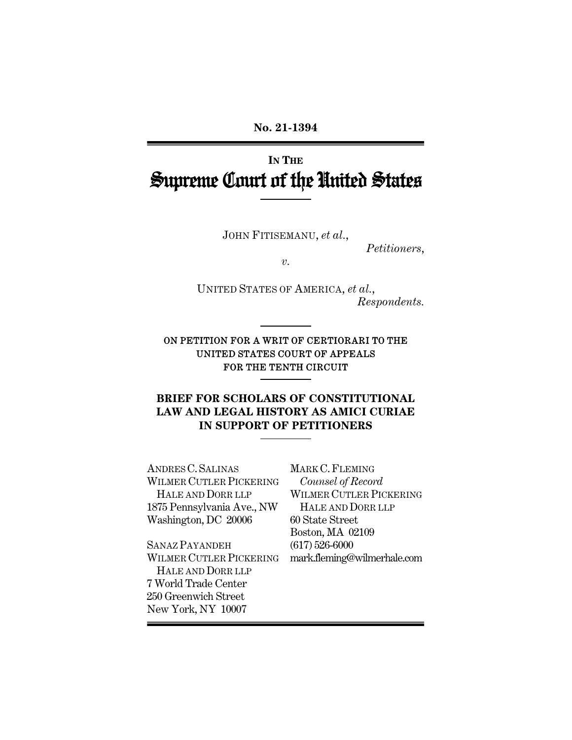**No. 21-1394**

IN THE

# Supreme Court of the United States

JOHN FITISEMANU, *et al.*,

*Petitioners*,

*v.*

UNITED STATES OF AMERICA, *et al.*,

*Respondents.*

ON PETITION FOR A WRIT OF CERTIORARI TO THE UNITED STATES COURT OF APPEALS FOR THE TENTH CIRCUIT

**BRIEF FOR SCHOLARS OF CONSTITUTIONAL LAW AND LEGAL HISTORY AS AMICI CURIAE IN SUPPORT OF PETITIONERS**

ANDRES C. SALINAS
WILMER CUTLER PICKERING HALE AND DORR LLP
1875 Pennsylvania Ave., NW
Washington, DC 20006

SANAZ PAYANDEH
WILMER CUTLER PICKERING HALE AND DORR LLP
7 World Trade Center
250 Greenwich Street
New York, NY 10007

MARK C. FLEMING
*Counsel of Record*
WILMER CUTLER PICKERING HALE AND DORR LLP
60 State Street
Boston, MA 02109
(617) 526-6000
mark.fleming@wilmerhale.com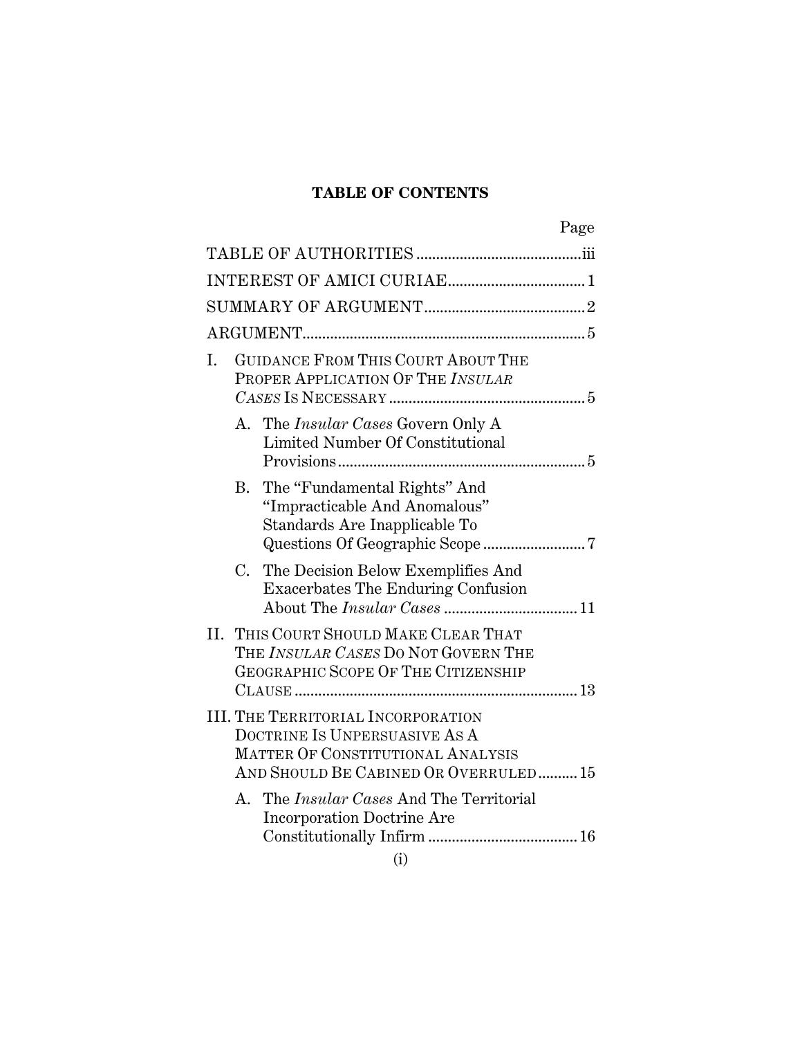# TABLE OF CONTENTS

| | Page |
|---|---|
| TABLE OF AUTHORITIES | iii |
| INTEREST OF AMICI CURIAE | 1 |
| SUMMARY OF ARGUMENT | 2 |
| ARGUMENT | 5 |
| I. GUIDANCE FROM THIS COURT ABOUT THE PROPER APPLICATION OF THE *INSULAR CASES* IS NECESSARY | 5 |
| A. The *Insular Cases* Govern Only A Limited Number Of Constitutional Provisions | 5 |
| B. The "Fundamental Rights" And "Impracticable And Anomalous" Standards Are Inapplicable To Questions Of Geographic Scope | 7 |
| C. The Decision Below Exemplifies And Exacerbates The Enduring Confusion About The *Insular Cases* | 11 |
| II. THIS COURT SHOULD MAKE CLEAR THAT THE *INSULAR CASES* DO NOT GOVERN THE GEOGRAPHIC SCOPE OF THE CITIZENSHIP CLAUSE | 13 |
| III. THE TERRITORIAL INCORPORATION DOCTRINE IS UNPERSUASIVE AS A MATTER OF CONSTITUTIONAL ANALYSIS AND SHOULD BE CABINED OR OVERRULED | 15 |
| A. The *Insular Cases* And The Territorial Incorporation Doctrine Are Constitutionally Infirm | 16 |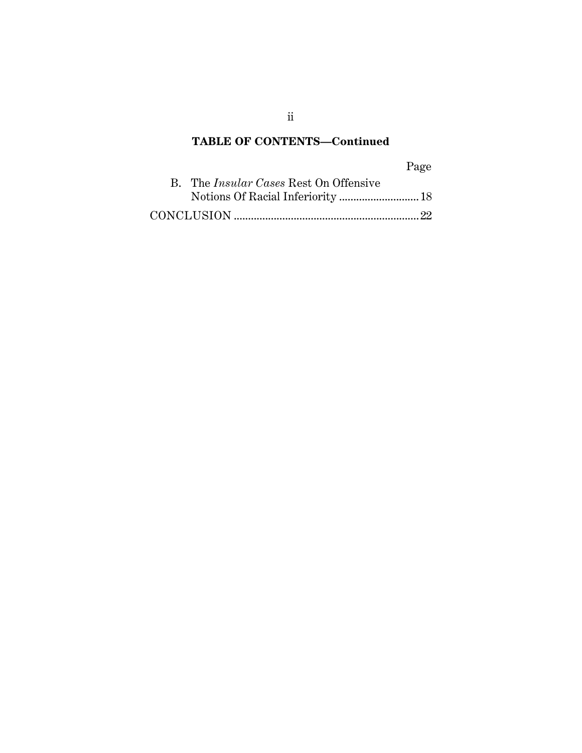**TABLE OF CONTENTS—Continued**

| | Page |
|---|---|
| B. The *Insular Cases* Rest On Offensive Notions Of Racial Inferiority | 18 |
| CONCLUSION | 22 |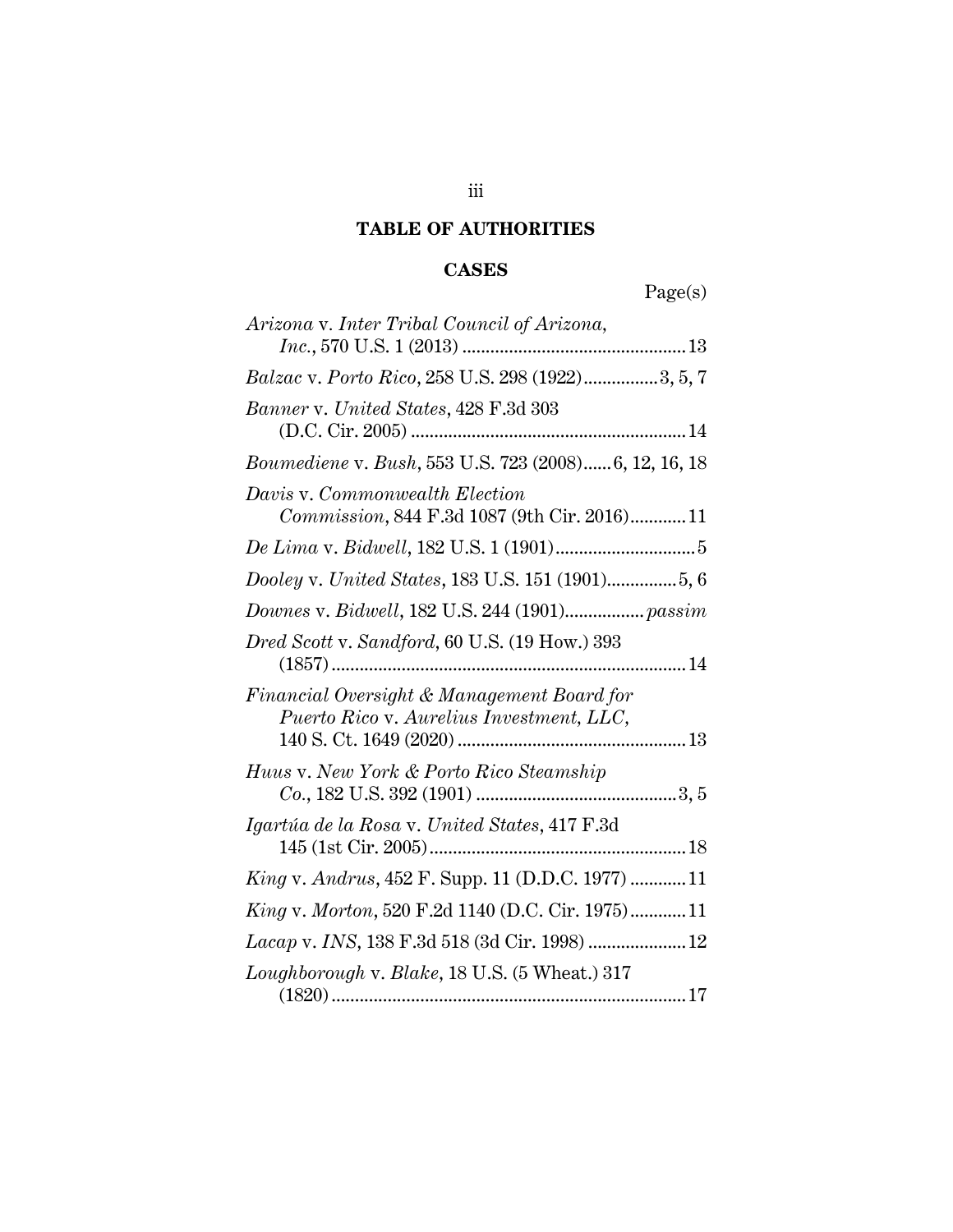## TABLE OF AUTHORITIES

### CASES

Page(s)

*Arizona* v. *Inter Tribal Council of Arizona, Inc.*, 570 U.S. 1 (2013) .......... 13

*Balzac* v. *Porto Rico*, 258 U.S. 298 (1922) .......... 3, 5, 7

*Banner* v. *United States*, 428 F.3d 303 (D.C. Cir. 2005) .......... 14

*Boumediene* v. *Bush*, 553 U.S. 723 (2008) .......... 6, 12, 16, 18

*Davis* v. *Commonwealth Election Commission*, 844 F.3d 1087 (9th Cir. 2016) .......... 11

*De Lima* v. *Bidwell*, 182 U.S. 1 (1901) .......... 5

*Dooley* v. *United States*, 183 U.S. 151 (1901) .......... 5, 6

*Downes* v. *Bidwell*, 182 U.S. 244 (1901) .......... *passim*

*Dred Scott* v. *Sandford*, 60 U.S. (19 How.) 393 (1857) .......... 14

*Financial Oversight & Management Board for Puerto Rico* v. *Aurelius Investment, LLC*, 140 S. Ct. 1649 (2020) .......... 13

*Huus* v. *New York & Porto Rico Steamship Co.*, 182 U.S. 392 (1901) .......... 3, 5

*Igartúa de la Rosa* v. *United States*, 417 F.3d 145 (1st Cir. 2005) .......... 18

*King* v. *Andrus*, 452 F. Supp. 11 (D.D.C. 1977) .......... 11

*King* v. *Morton*, 520 F.2d 1140 (D.C. Cir. 1975) .......... 11

*Lacap* v. *INS*, 138 F.3d 518 (3d Cir. 1998) .......... 12

*Loughborough* v. *Blake*, 18 U.S. (5 Wheat.) 317 (1820) .......... 17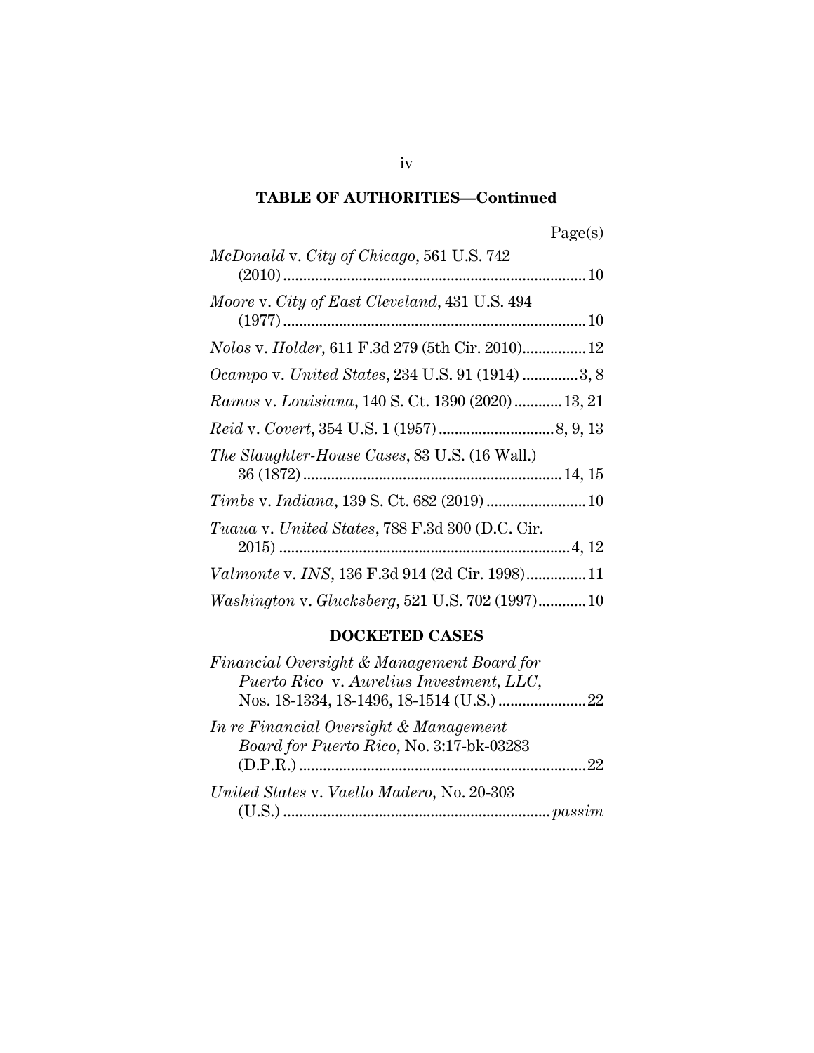## TABLE OF AUTHORITIES—Continued

| | Page(s) |
|---|---|
| *McDonald* v. *City of Chicago*, 561 U.S. 742 (2010) | 10 |
| *Moore* v. *City of East Cleveland*, 431 U.S. 494 (1977) | 10 |
| *Nolos* v. *Holder*, 611 F.3d 279 (5th Cir. 2010) | 12 |
| *Ocampo* v. *United States*, 234 U.S. 91 (1914) | 3, 8 |
| *Ramos* v. *Louisiana*, 140 S. Ct. 1390 (2020) | 13, 21 |
| *Reid* v. *Covert*, 354 U.S. 1 (1957) | 8, 9, 13 |
| *The Slaughter-House Cases*, 83 U.S. (16 Wall.) 36 (1872) | 14, 15 |
| *Timbs* v. *Indiana*, 139 S. Ct. 682 (2019) | 10 |
| *Tuaua* v. *United States*, 788 F.3d 300 (D.C. Cir. 2015) | 4, 12 |
| *Valmonte* v. *INS*, 136 F.3d 914 (2d Cir. 1998) | 11 |
| *Washington* v. *Glucksberg*, 521 U.S. 702 (1997) | 10 |

### DOCKETED CASES

| | |
|---|---|
| *Financial Oversight & Management Board for Puerto Rico* v. *Aurelius Investment, LLC*, Nos. 18-1334, 18-1496, 18-1514 (U.S.) | 22 |
| *In re Financial Oversight & Management Board for Puerto Rico*, No. 3:17-bk-03283 (D.P.R.) | 22 |
| *United States* v. *Vaello Madero*, No. 20-303 (U.S.) | *passim* |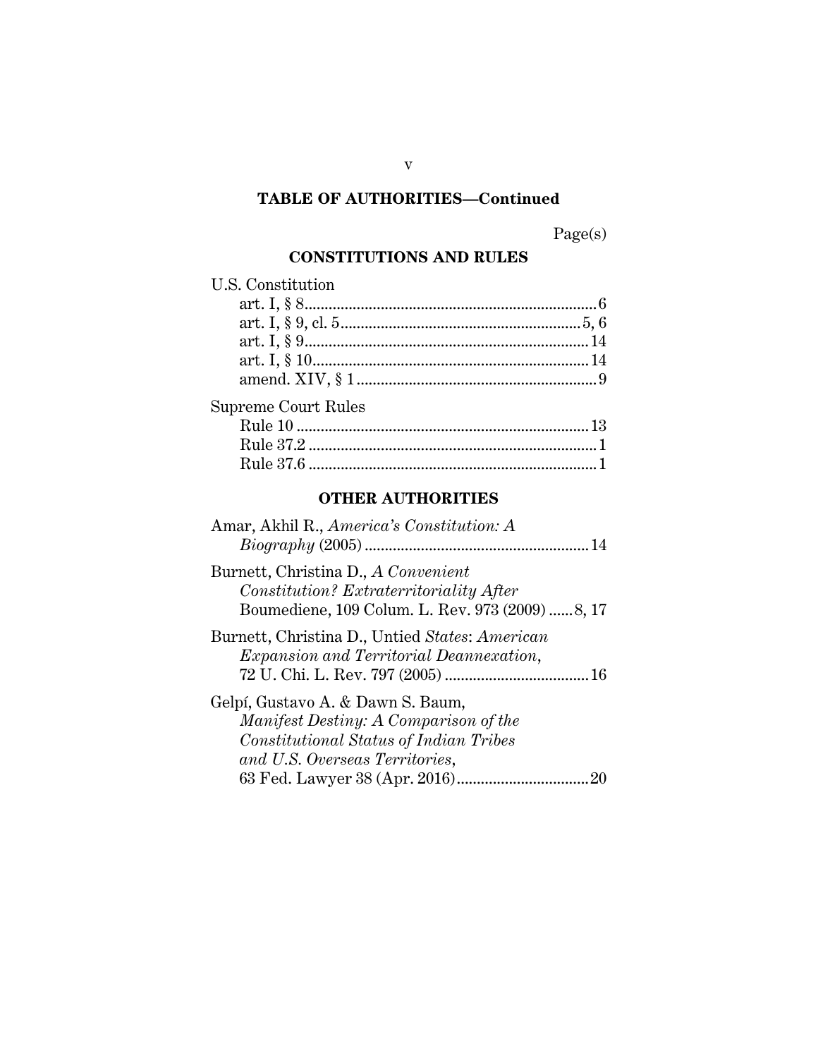## TABLE OF AUTHORITIES—Continued

Page(s)

### CONSTITUTIONS AND RULES

U.S. Constitution

- art. I, § 8 .......................................................................... 6
- art. I, § 9, cl. 5 ............................................................... 5, 6
- art. I, § 9 ......................................................................... 14
- art. I, § 10 ....................................................................... 14
- amend. XIV, § 1 ............................................................... 9

Supreme Court Rules

- Rule 10 ........................................................................... 13
- Rule 37.2 ........................................................................... 1
- Rule 37.6 ........................................................................... 1

### OTHER AUTHORITIES

Amar, Akhil R., *America's Constitution: A Biography* (2005) ....................................................... 14

Burnett, Christina D., *A Convenient Constitution? Extraterritoriality After* Boumediene, 109 Colum. L. Rev. 973 (2009) ...... 8, 17

Burnett, Christina D., Untied *States*: *American Expansion and Territorial Deannexation*, 72 U. Chi. L. Rev. 797 (2005) .................................... 16

Gelpí, Gustavo A. & Dawn S. Baum, *Manifest Destiny: A Comparison of the Constitutional Status of Indian Tribes and U.S. Overseas Territories*, 63 Fed. Lawyer 38 (Apr. 2016) ................................ 20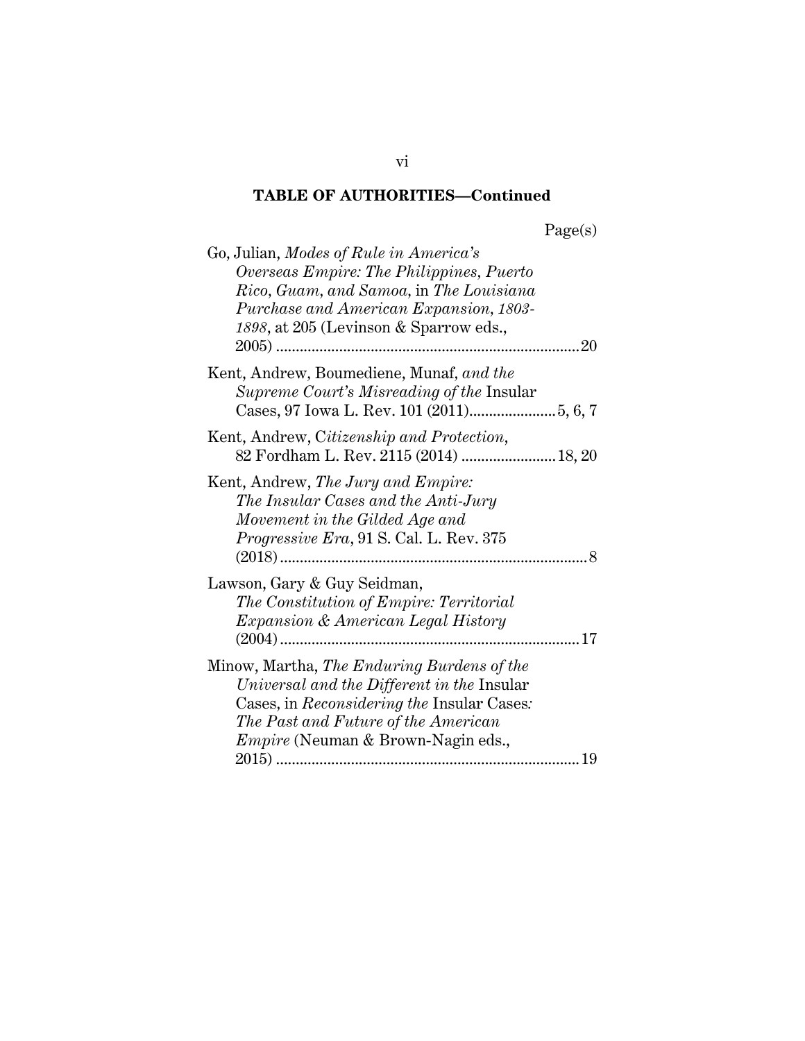**TABLE OF AUTHORITIES—Continued**

Page(s)

Go, Julian, *Modes of Rule in America's Overseas Empire: The Philippines, Puerto Rico, Guam, and Samoa*, in *The Louisiana Purchase and American Expansion, 1803-1898*, at 205 (Levinson & Sparrow eds., 2005) ............................................................................ 20

Kent, Andrew, Boumediene, Munaf, *and the Supreme Court's Misreading of the* Insular Cases, 97 Iowa L. Rev. 101 (2011)...................... 5, 6, 7

Kent, Andrew, C*itizenship and Protection*, 82 Fordham L. Rev. 2115 (2014) ........................ 18, 20

Kent, Andrew, *The Jury and Empire: The Insular Cases and the Anti-Jury Movement in the Gilded Age and Progressive Era*, 91 S. Cal. L. Rev. 375 (2018) ............................................................................. 8

Lawson, Gary & Guy Seidman, *The Constitution of Empire: Territorial Expansion & American Legal History* (2004) ........................................................................... 17

Minow, Martha, *The Enduring Burdens of the Universal and the Different in the* Insular Cases, in *Reconsidering the* Insular Cases*: The Past and Future of the American Empire* (Neuman & Brown-Nagin eds., 2015) ............................................................................ 19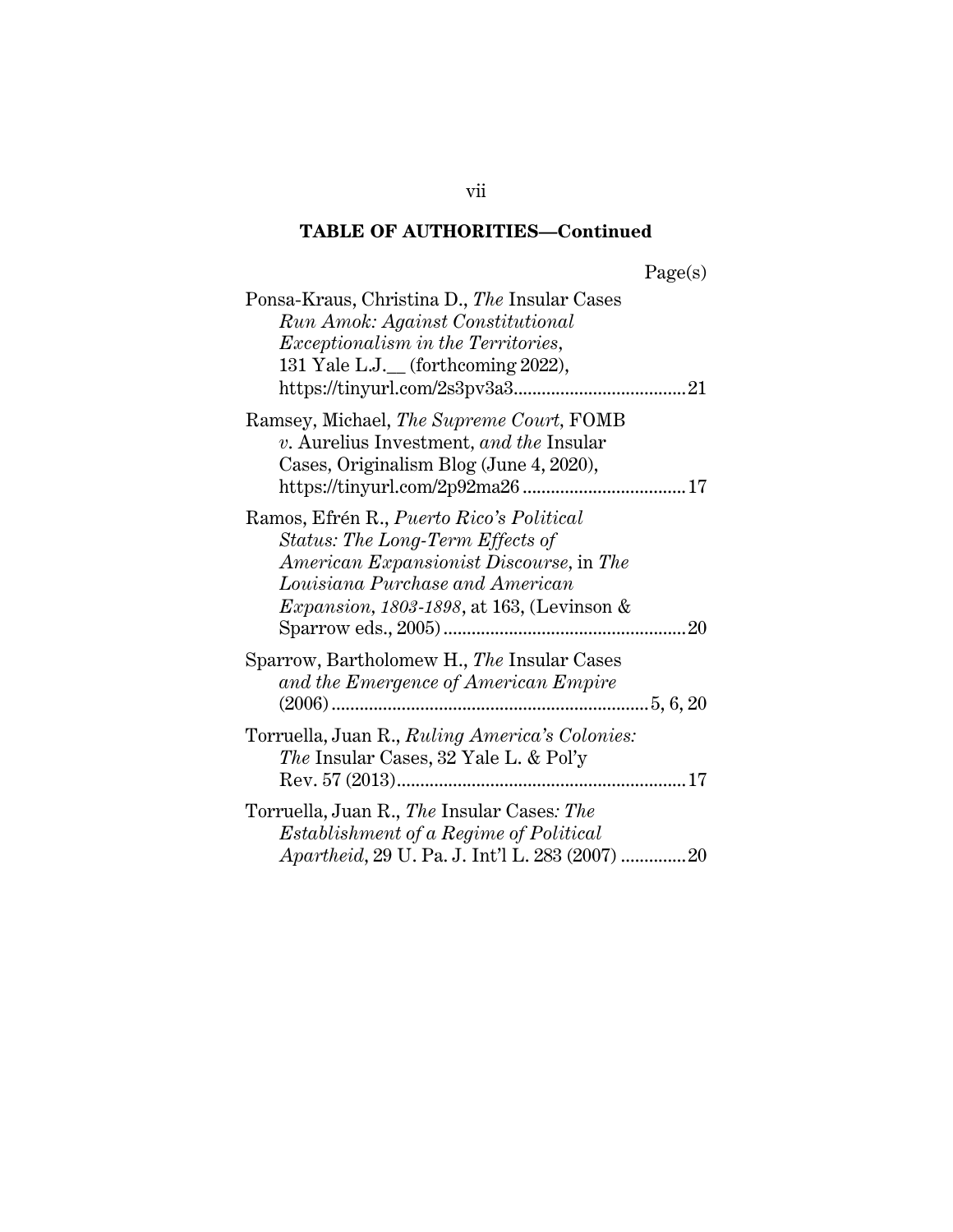**TABLE OF AUTHORITIES—Continued**

Page(s)

Ponsa-Kraus, Christina D., *The* Insular Cases *Run Amok: Against Constitutional Exceptionalism in the Territories*, 131 Yale L.J.__ (forthcoming 2022), https://tinyurl.com/2s3pv3a3.....................................21

Ramsey, Michael, *The Supreme Court*, FOMB *v.* Aurelius Investment*, and the* Insular Cases, Originalism Blog (June 4, 2020), https://tinyurl.com/2p92ma26..................................17

Ramos, Efrén R., *Puerto Rico's Political Status: The Long-Term Effects of American Expansionist Discourse*, in *The Louisiana Purchase and American Expansion, 1803-1898*, at 163, (Levinson & Sparrow eds., 2005)....................................................20

Sparrow, Bartholomew H., *The* Insular Cases *and the Emergence of American Empire* (2006)...................................................................5, 6, 20

Torruella, Juan R., *Ruling America's Colonies: The* Insular Cases, 32 Yale L. & Pol'y Rev. 57 (2013).............................................................17

Torruella, Juan R., *The* Insular Cases*: The Establishment of a Regime of Political Apartheid*, 29 U. Pa. J. Int'l L. 283 (2007) .............20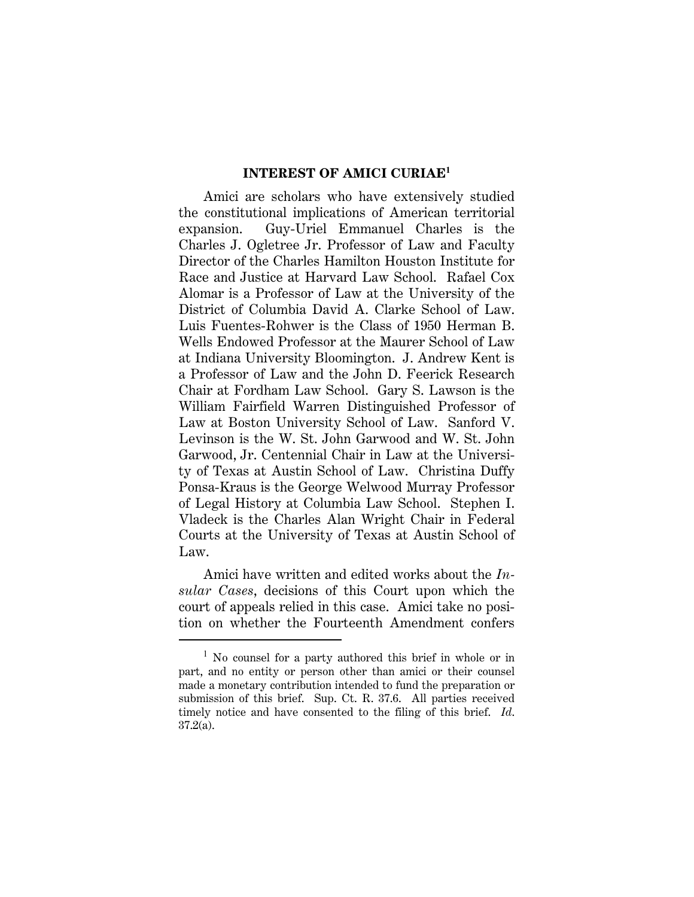## INTEREST OF AMICI CURIAE[1]

Amici are scholars who have extensively studied the constitutional implications of American territorial expansion. Guy-Uriel Emmanuel Charles is the Charles J. Ogletree Jr. Professor of Law and Faculty Director of the Charles Hamilton Houston Institute for Race and Justice at Harvard Law School. Rafael Cox Alomar is a Professor of Law at the University of the District of Columbia David A. Clarke School of Law. Luis Fuentes-Rohwer is the Class of 1950 Herman B. Wells Endowed Professor at the Maurer School of Law at Indiana University Bloomington. J. Andrew Kent is a Professor of Law and the John D. Feerick Research Chair at Fordham Law School. Gary S. Lawson is the William Fairfield Warren Distinguished Professor of Law at Boston University School of Law. Sanford V. Levinson is the W. St. John Garwood and W. St. John Garwood, Jr. Centennial Chair in Law at the University of Texas at Austin School of Law. Christina Duffy Ponsa-Kraus is the George Welwood Murray Professor of Legal History at Columbia Law School. Stephen I. Vladeck is the Charles Alan Wright Chair in Federal Courts at the University of Texas at Austin School of Law.

Amici have written and edited works about the *Insular Cases*, decisions of this Court upon which the court of appeals relied in this case. Amici take no position on whether the Fourteenth Amendment confers

[1] No counsel for a party authored this brief in whole or in part, and no entity or person other than amici or their counsel made a monetary contribution intended to fund the preparation or submission of this brief. Sup. Ct. R. 37.6. All parties received timely notice and have consented to the filing of this brief. *Id.* 37.2(a).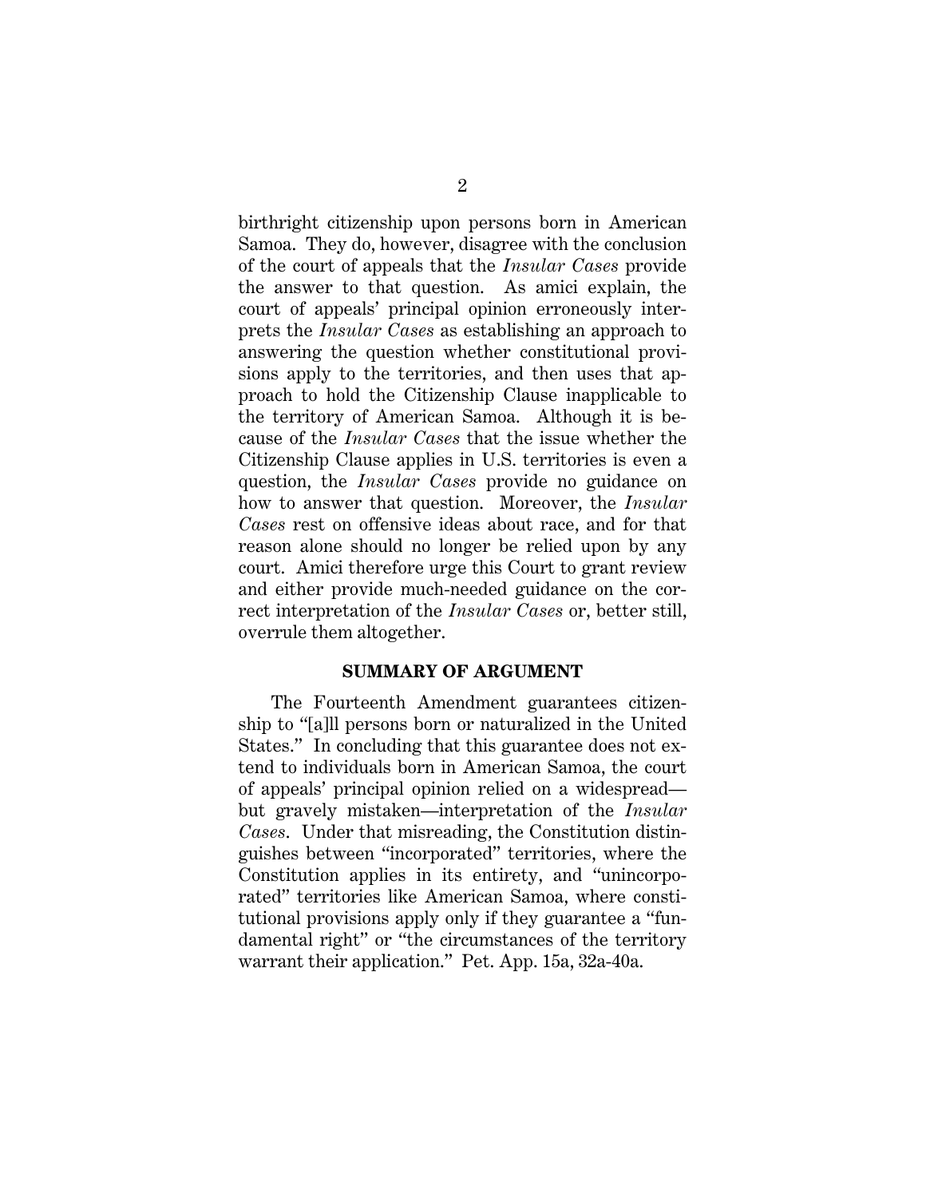birthright citizenship upon persons born in American Samoa. They do, however, disagree with the conclusion of the court of appeals that the *Insular Cases* provide the answer to that question. As amici explain, the court of appeals' principal opinion erroneously interprets the *Insular Cases* as establishing an approach to answering the question whether constitutional provisions apply to the territories, and then uses that approach to hold the Citizenship Clause inapplicable to the territory of American Samoa. Although it is because of the *Insular Cases* that the issue whether the Citizenship Clause applies in U.S. territories is even a question, the *Insular Cases* provide no guidance on how to answer that question. Moreover, the *Insular Cases* rest on offensive ideas about race, and for that reason alone should no longer be relied upon by any court. Amici therefore urge this Court to grant review and either provide much-needed guidance on the correct interpretation of the *Insular Cases* or, better still, overrule them altogether.

## SUMMARY OF ARGUMENT

The Fourteenth Amendment guarantees citizenship to "[a]ll persons born or naturalized in the United States." In concluding that this guarantee does not extend to individuals born in American Samoa, the court of appeals' principal opinion relied on a widespread—but gravely mistaken—interpretation of the *Insular Cases*. Under that misreading, the Constitution distinguishes between "incorporated" territories, where the Constitution applies in its entirety, and "unincorporated" territories like American Samoa, where constitutional provisions apply only if they guarantee a "fundamental right" or "the circumstances of the territory warrant their application." Pet. App. 15a, 32a-40a.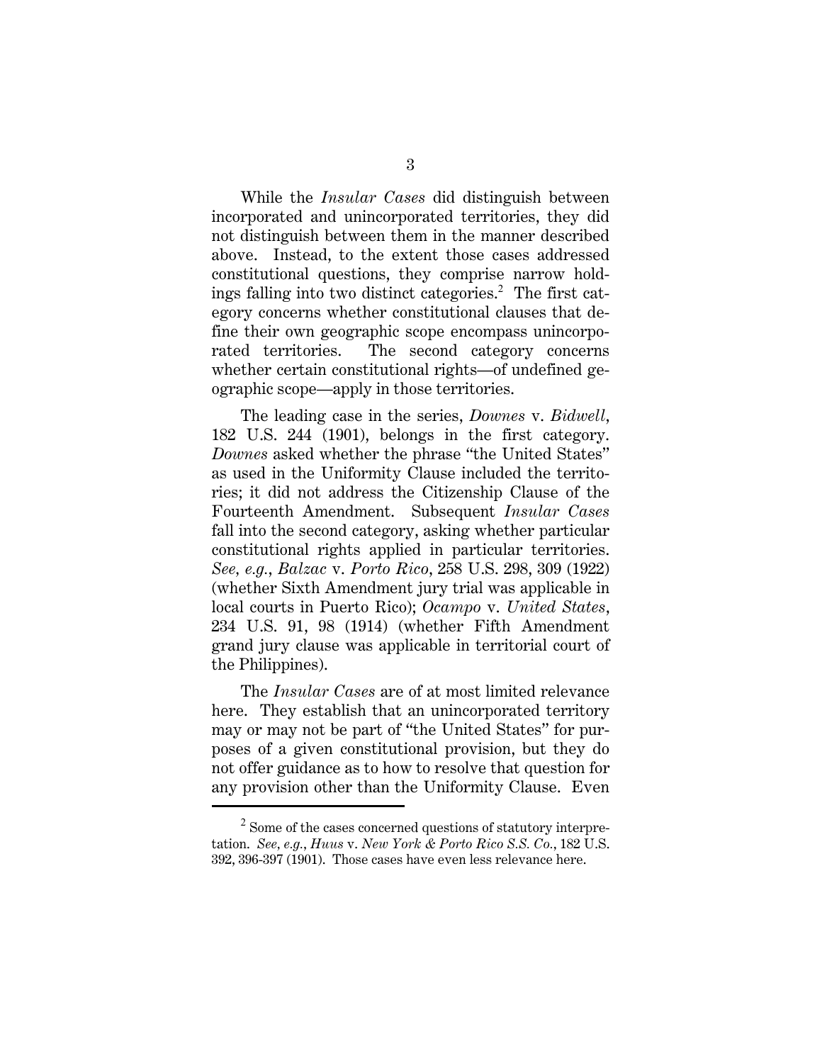While the *Insular Cases* did distinguish between incorporated and unincorporated territories, they did not distinguish between them in the manner described above. Instead, to the extent those cases addressed constitutional questions, they comprise narrow holdings falling into two distinct categories.[2] The first category concerns whether constitutional clauses that define their own geographic scope encompass unincorporated territories. The second category concerns whether certain constitutional rights—of undefined geographic scope—apply in those territories.

The leading case in the series, *Downes* v. *Bidwell*, 182 U.S. 244 (1901), belongs in the first category. *Downes* asked whether the phrase "the United States" as used in the Uniformity Clause included the territories; it did not address the Citizenship Clause of the Fourteenth Amendment. Subsequent *Insular Cases* fall into the second category, asking whether particular constitutional rights applied in particular territories. *See, e.g.*, *Balzac* v. *Porto Rico*, 258 U.S. 298, 309 (1922) (whether Sixth Amendment jury trial was applicable in local courts in Puerto Rico); *Ocampo* v. *United States*, 234 U.S. 91, 98 (1914) (whether Fifth Amendment grand jury clause was applicable in territorial court of the Philippines).

The *Insular Cases* are of at most limited relevance here. They establish that an unincorporated territory may or may not be part of "the United States" for purposes of a given constitutional provision, but they do not offer guidance as to how to resolve that question for any provision other than the Uniformity Clause. Even

---

[2] Some of the cases concerned questions of statutory interpretation. *See, e.g.*, *Huus* v. *New York & Porto Rico S.S. Co.*, 182 U.S. 392, 396-397 (1901). Those cases have even less relevance here.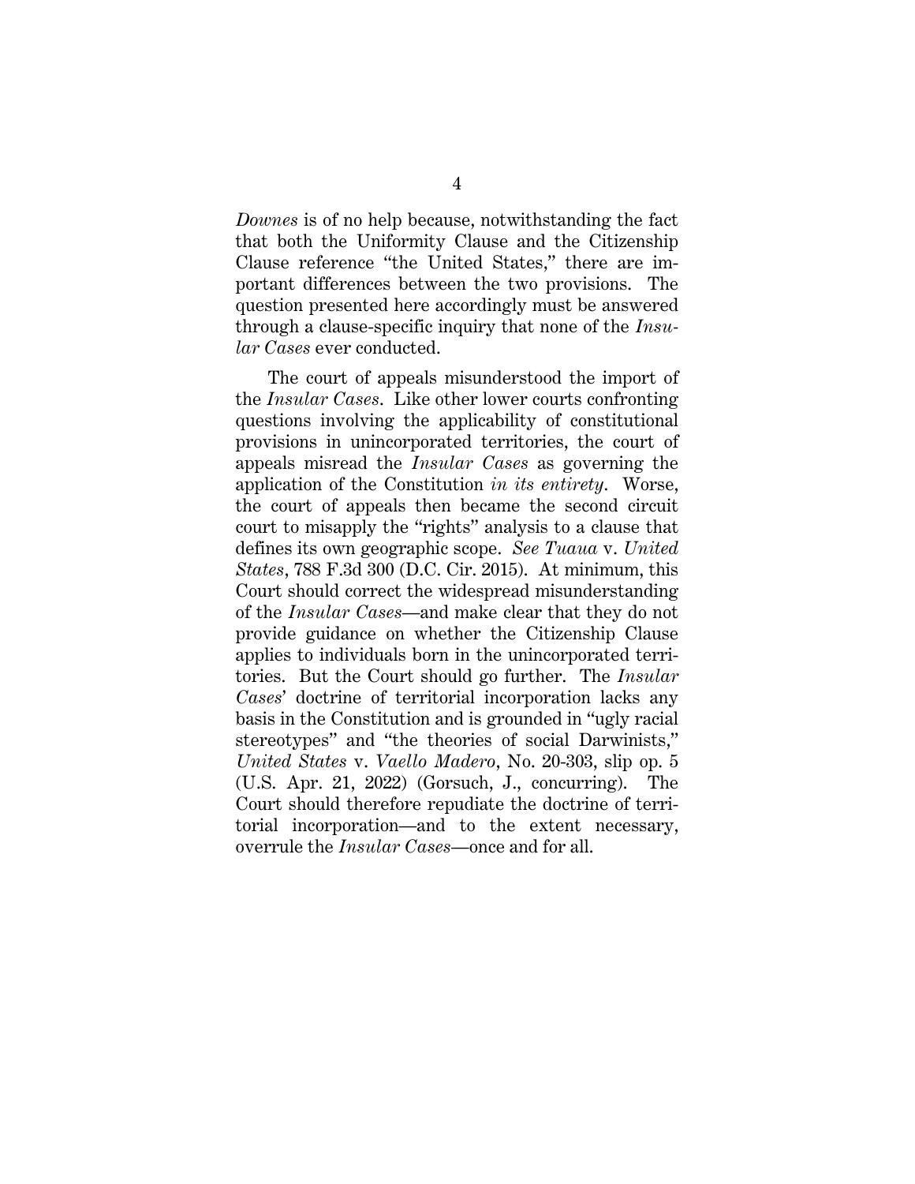*Downes* is of no help because, notwithstanding the fact that both the Uniformity Clause and the Citizenship Clause reference "the United States," there are important differences between the two provisions. The question presented here accordingly must be answered through a clause-specific inquiry that none of the *Insular Cases* ever conducted.

The court of appeals misunderstood the import of the *Insular Cases*. Like other lower courts confronting questions involving the applicability of constitutional provisions in unincorporated territories, the court of appeals misread the *Insular Cases* as governing the application of the Constitution *in its entirety*. Worse, the court of appeals then became the second circuit court to misapply the "rights" analysis to a clause that defines its own geographic scope. *See Tuaua* v. *United States*, 788 F.3d 300 (D.C. Cir. 2015). At minimum, this Court should correct the widespread misunderstanding of the *Insular Cases*—and make clear that they do not provide guidance on whether the Citizenship Clause applies to individuals born in the unincorporated territories. But the Court should go further. The *Insular Cases*' doctrine of territorial incorporation lacks any basis in the Constitution and is grounded in "ugly racial stereotypes" and "the theories of social Darwinists," *United States* v. *Vaello Madero*, No. 20-303, slip op. 5 (U.S. Apr. 21, 2022) (Gorsuch, J., concurring). The Court should therefore repudiate the doctrine of territorial incorporation—and to the extent necessary, overrule the *Insular Cases*—once and for all.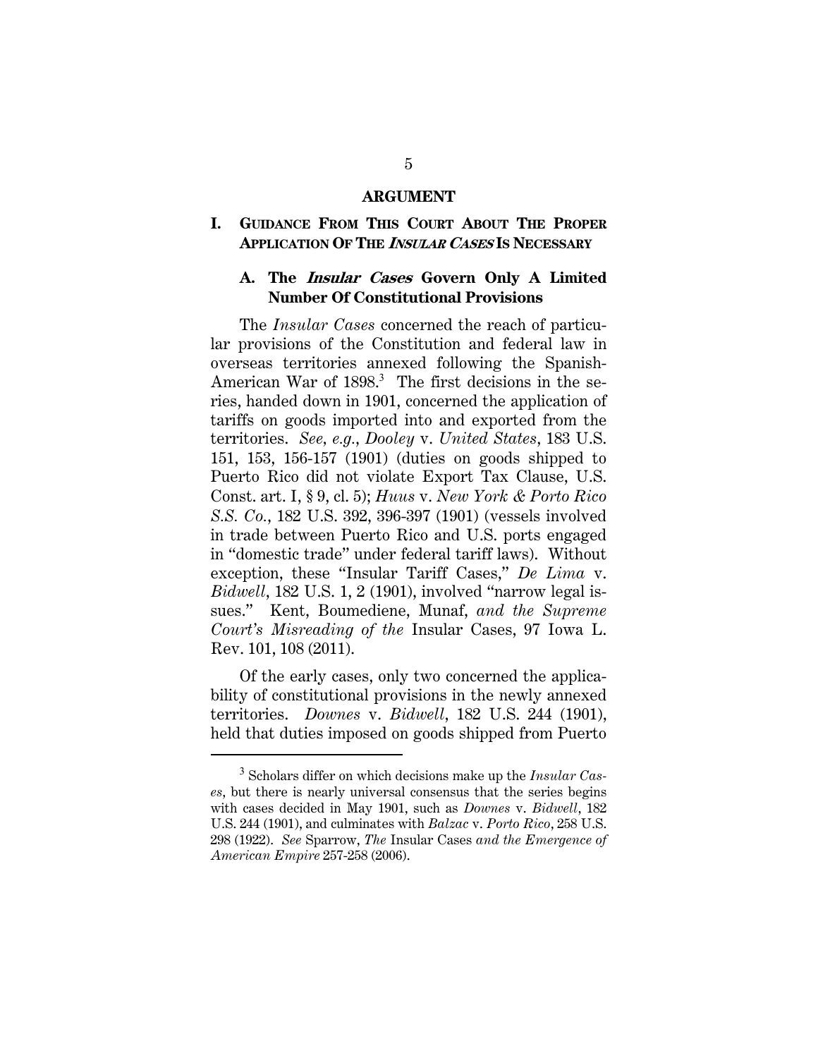## ARGUMENT

### I. GUIDANCE FROM THIS COURT ABOUT THE PROPER APPLICATION OF THE *INSULAR CASES* IS NECESSARY

#### A. The *Insular Cases* Govern Only A Limited Number Of Constitutional Provisions

The *Insular Cases* concerned the reach of particular provisions of the Constitution and federal law in overseas territories annexed following the Spanish-American War of 1898.[3] The first decisions in the series, handed down in 1901, concerned the application of tariffs on goods imported into and exported from the territories. *See, e.g.*, *Dooley* v. *United States*, 183 U.S. 151, 153, 156-157 (1901) (duties on goods shipped to Puerto Rico did not violate Export Tax Clause, U.S. Const. art. I, § 9, cl. 5); *Huus* v. *New York & Porto Rico S.S. Co.*, 182 U.S. 392, 396-397 (1901) (vessels involved in trade between Puerto Rico and U.S. ports engaged in "domestic trade" under federal tariff laws). Without exception, these "Insular Tariff Cases," *De Lima* v. *Bidwell*, 182 U.S. 1, 2 (1901), involved "narrow legal issues." Kent, Boumediene, Munaf, *and the Supreme Court's Misreading of the* Insular Cases, 97 Iowa L. Rev. 101, 108 (2011).

Of the early cases, only two concerned the applicability of constitutional provisions in the newly annexed territories. *Downes* v. *Bidwell*, 182 U.S. 244 (1901), held that duties imposed on goods shipped from Puerto

---

[3] Scholars differ on which decisions make up the *Insular Cases*, but there is nearly universal consensus that the series begins with cases decided in May 1901, such as *Downes* v. *Bidwell*, 182 U.S. 244 (1901), and culminates with *Balzac* v. *Porto Rico*, 258 U.S. 298 (1922). *See* Sparrow, *The* Insular Cases *and the Emergence of American Empire* 257-258 (2006).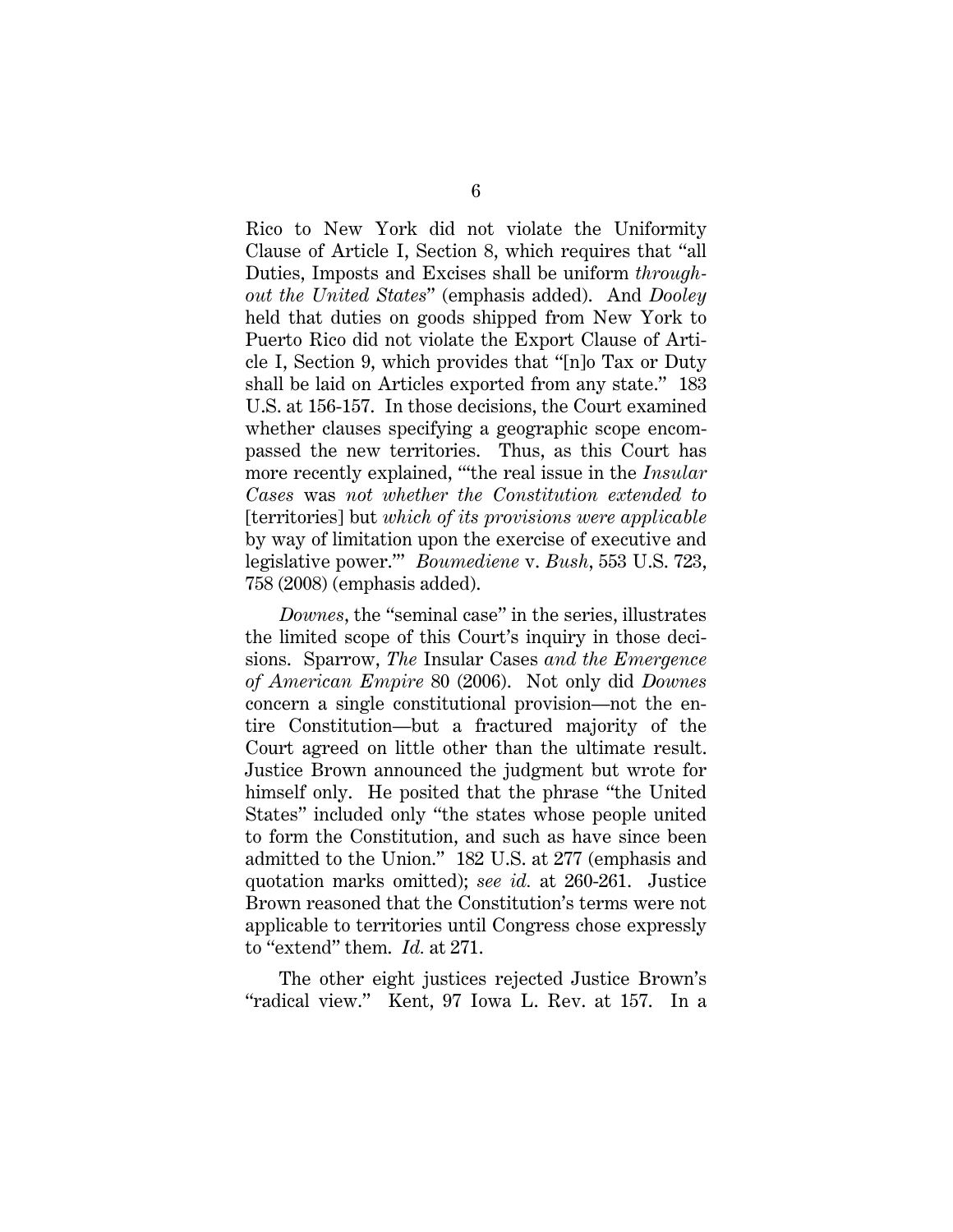Rico to New York did not violate the Uniformity Clause of Article I, Section 8, which requires that "all Duties, Imposts and Excises shall be uniform *throughout the United States*" (emphasis added). And *Dooley* held that duties on goods shipped from New York to Puerto Rico did not violate the Export Clause of Article I, Section 9, which provides that "[n]o Tax or Duty shall be laid on Articles exported from any state." 183 U.S. at 156-157. In those decisions, the Court examined whether clauses specifying a geographic scope encompassed the new territories. Thus, as this Court has more recently explained, "'the real issue in the *Insular Cases* was *not whether the Constitution extended to* [territories] but *which of its provisions were applicable* by way of limitation upon the exercise of executive and legislative power.'" *Boumediene* v. *Bush*, 553 U.S. 723, 758 (2008) (emphasis added).

*Downes*, the "seminal case" in the series, illustrates the limited scope of this Court's inquiry in those decisions. Sparrow, *The* Insular Cases *and the Emergence of American Empire* 80 (2006). Not only did *Downes* concern a single constitutional provision—not the entire Constitution—but a fractured majority of the Court agreed on little other than the ultimate result. Justice Brown announced the judgment but wrote for himself only. He posited that the phrase "the United States" included only "the states whose people united to form the Constitution, and such as have since been admitted to the Union." 182 U.S. at 277 (emphasis and quotation marks omitted); *see id.* at 260-261. Justice Brown reasoned that the Constitution's terms were not applicable to territories until Congress chose expressly to "extend" them. *Id.* at 271.

The other eight justices rejected Justice Brown's "radical view." Kent, 97 Iowa L. Rev. at 157. In a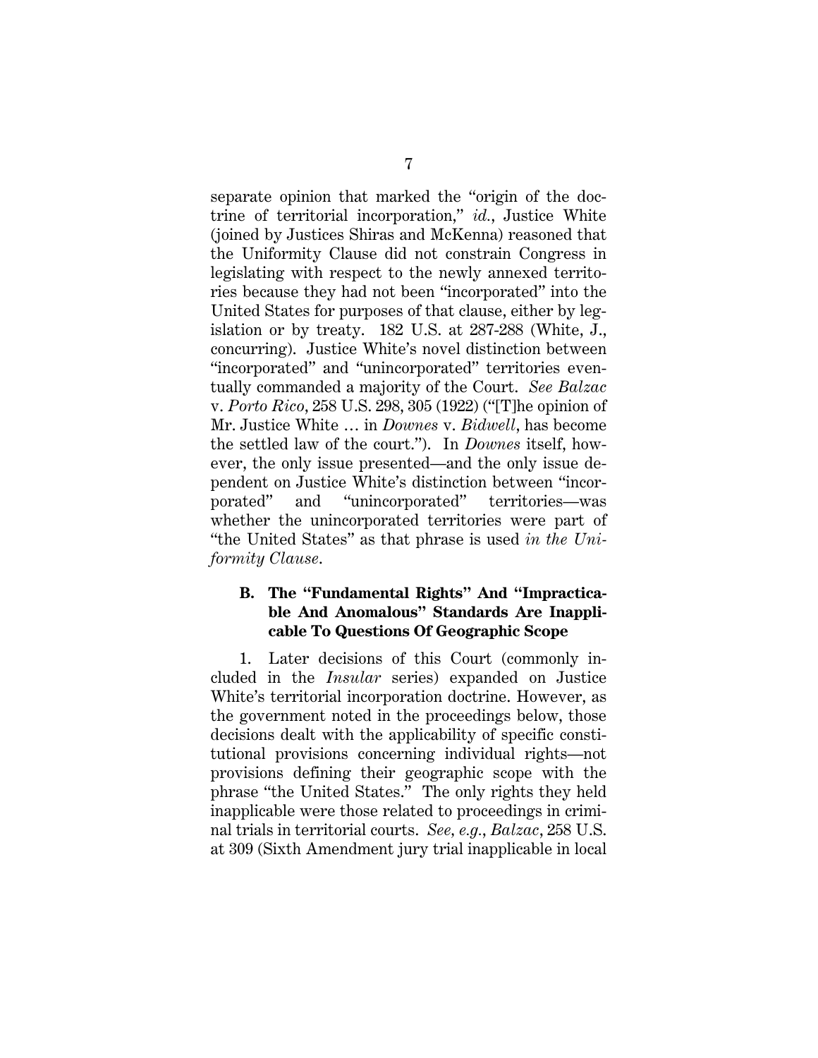separate opinion that marked the "origin of the doctrine of territorial incorporation," *id.*, Justice White (joined by Justices Shiras and McKenna) reasoned that the Uniformity Clause did not constrain Congress in legislating with respect to the newly annexed territories because they had not been "incorporated" into the United States for purposes of that clause, either by legislation or by treaty. 182 U.S. at 287-288 (White, J., concurring). Justice White's novel distinction between "incorporated" and "unincorporated" territories eventually commanded a majority of the Court. *See Balzac* v. *Porto Rico*, 258 U.S. 298, 305 (1922) ("[T]he opinion of Mr. Justice White … in *Downes* v. *Bidwell*, has become the settled law of the court."). In *Downes* itself, however, the only issue presented—and the only issue dependent on Justice White's distinction between "incorporated" and "unincorporated" territories—was whether the unincorporated territories were part of "the United States" as that phrase is used *in the Uniformity Clause*.

### B. The "Fundamental Rights" And "Impracticable And Anomalous" Standards Are Inapplicable To Questions Of Geographic Scope

1. Later decisions of this Court (commonly included in the *Insular* series) expanded on Justice White's territorial incorporation doctrine. However, as the government noted in the proceedings below, those decisions dealt with the applicability of specific constitutional provisions concerning individual rights—not provisions defining their geographic scope with the phrase "the United States." The only rights they held inapplicable were those related to proceedings in criminal trials in territorial courts. *See, e.g.*, *Balzac*, 258 U.S. at 309 (Sixth Amendment jury trial inapplicable in local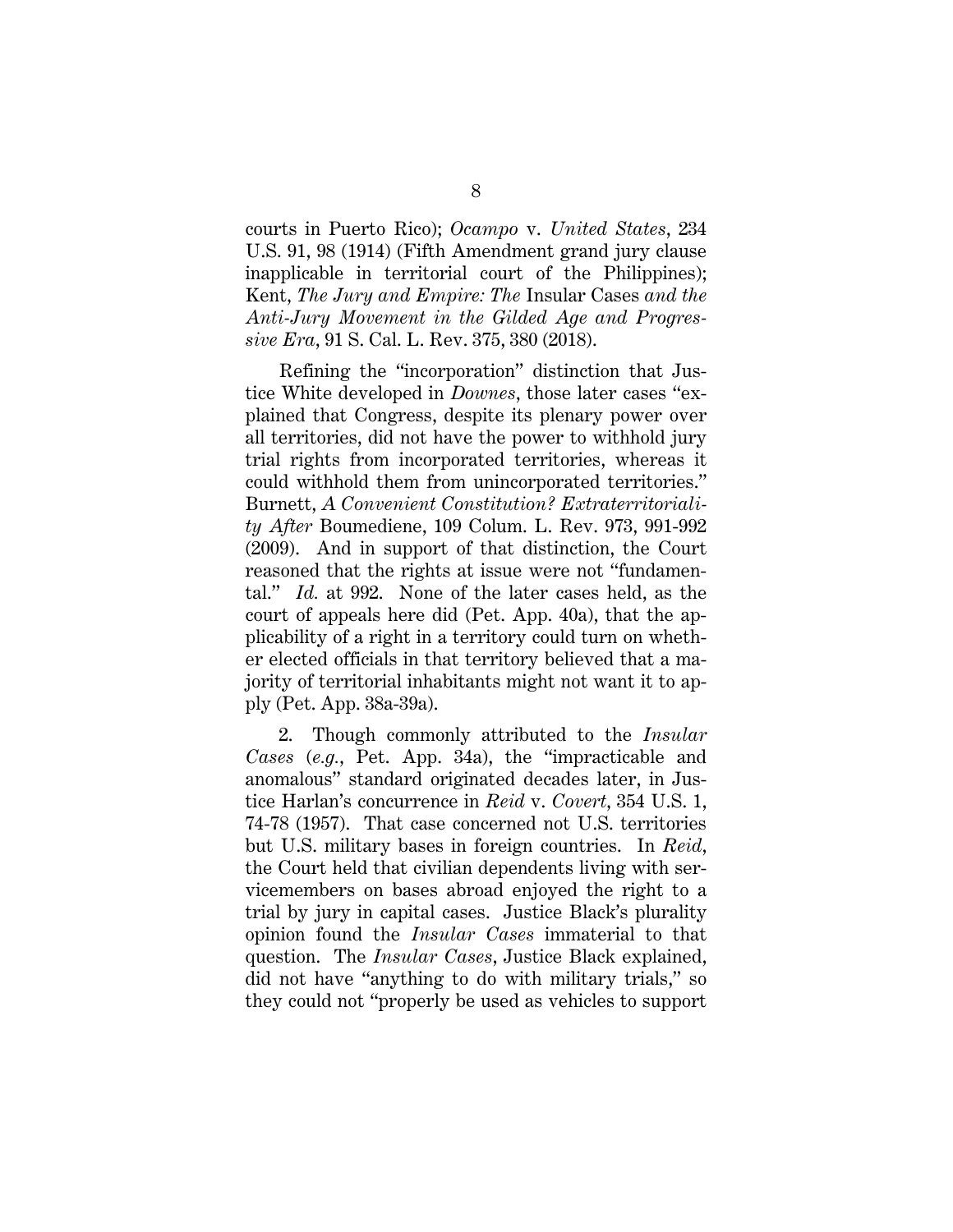courts in Puerto Rico); *Ocampo* v. *United States*, 234 U.S. 91, 98 (1914) (Fifth Amendment grand jury clause inapplicable in territorial court of the Philippines); Kent, *The Jury and Empire: The* Insular Cases *and the Anti-Jury Movement in the Gilded Age and Progressive Era*, 91 S. Cal. L. Rev. 375, 380 (2018).

Refining the "incorporation" distinction that Justice White developed in *Downes*, those later cases "explained that Congress, despite its plenary power over all territories, did not have the power to withhold jury trial rights from incorporated territories, whereas it could withhold them from unincorporated territories." Burnett, *A Convenient Constitution? Extraterritoriality After* Boumediene, 109 Colum. L. Rev. 973, 991-992 (2009). And in support of that distinction, the Court reasoned that the rights at issue were not "fundamental." *Id.* at 992. None of the later cases held, as the court of appeals here did (Pet. App. 40a), that the applicability of a right in a territory could turn on whether elected officials in that territory believed that a majority of territorial inhabitants might not want it to apply (Pet. App. 38a-39a).

2. Though commonly attributed to the *Insular Cases* (*e.g.*, Pet. App. 34a), the "impracticable and anomalous" standard originated decades later, in Justice Harlan's concurrence in *Reid* v. *Covert*, 354 U.S. 1, 74-78 (1957). That case concerned not U.S. territories but U.S. military bases in foreign countries. In *Reid*, the Court held that civilian dependents living with servicemembers on bases abroad enjoyed the right to a trial by jury in capital cases. Justice Black's plurality opinion found the *Insular Cases* immaterial to that question. The *Insular Cases*, Justice Black explained, did not have "anything to do with military trials," so they could not "properly be used as vehicles to support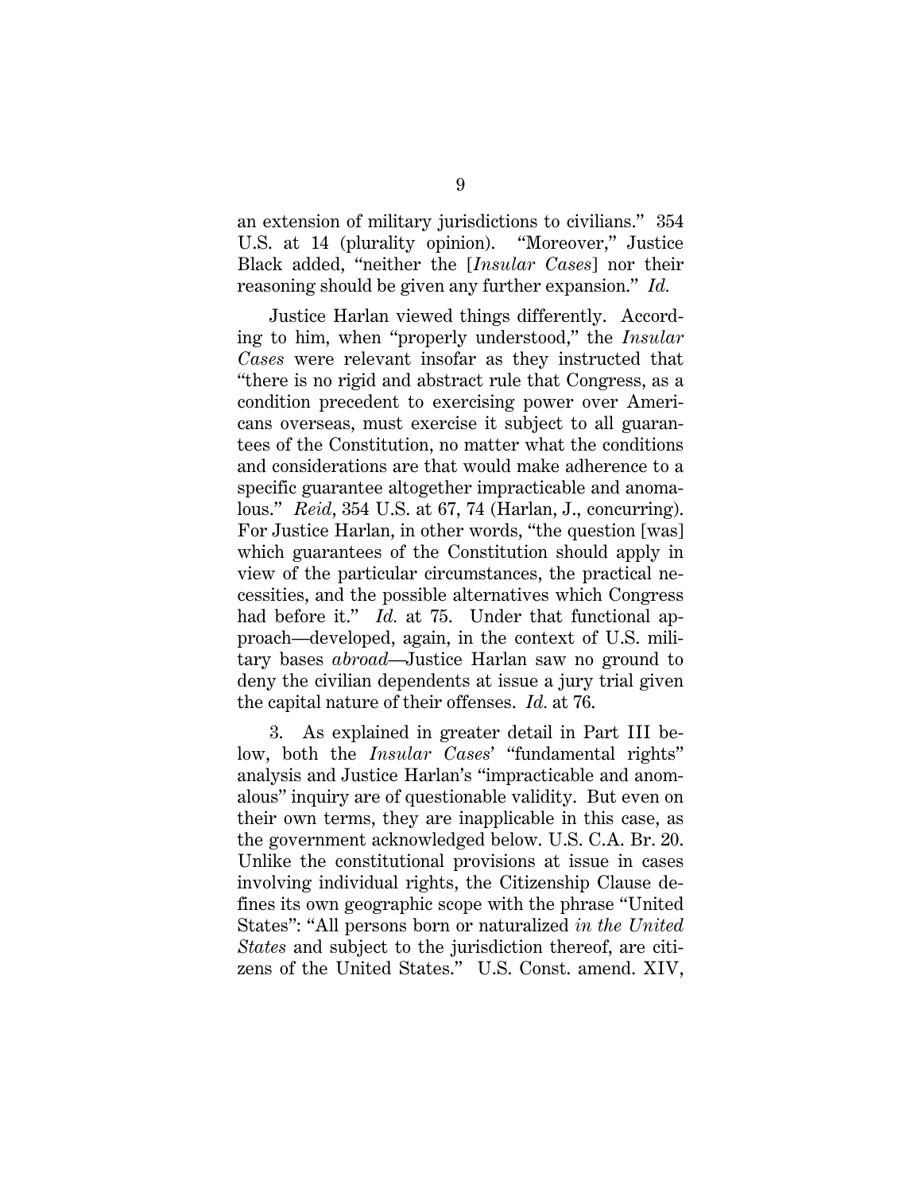an extension of military jurisdictions to civilians." 354 U.S. at 14 (plurality opinion). "Moreover," Justice Black added, "neither the [*Insular Cases*] nor their reasoning should be given any further expansion." *Id.*

Justice Harlan viewed things differently. According to him, when "properly understood," the *Insular Cases* were relevant insofar as they instructed that "there is no rigid and abstract rule that Congress, as a condition precedent to exercising power over Americans overseas, must exercise it subject to all guarantees of the Constitution, no matter what the conditions and considerations are that would make adherence to a specific guarantee altogether impracticable and anomalous." *Reid*, 354 U.S. at 67, 74 (Harlan, J., concurring). For Justice Harlan, in other words, "the question [was] which guarantees of the Constitution should apply in view of the particular circumstances, the practical necessities, and the possible alternatives which Congress had before it." *Id.* at 75. Under that functional approach—developed, again, in the context of U.S. military bases *abroad*—Justice Harlan saw no ground to deny the civilian dependents at issue a jury trial given the capital nature of their offenses. *Id.* at 76.

3. As explained in greater detail in Part III below, both the *Insular Cases*' "fundamental rights" analysis and Justice Harlan's "impracticable and anomalous" inquiry are of questionable validity. But even on their own terms, they are inapplicable in this case, as the government acknowledged below. U.S. C.A. Br. 20. Unlike the constitutional provisions at issue in cases involving individual rights, the Citizenship Clause defines its own geographic scope with the phrase "United States": "All persons born or naturalized *in the United States* and subject to the jurisdiction thereof, are citizens of the United States." U.S. Const. amend. XIV,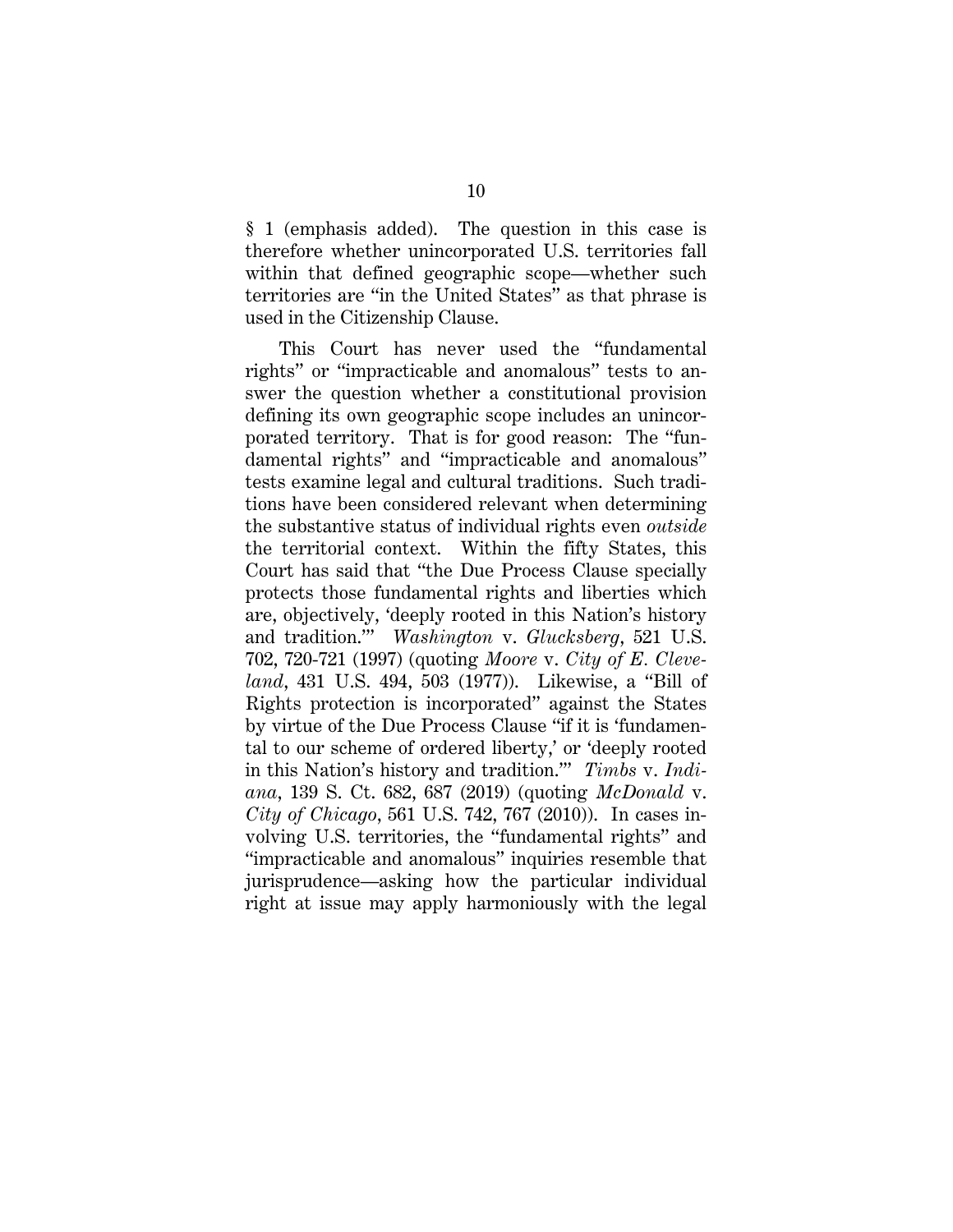§ 1 (emphasis added). The question in this case is therefore whether unincorporated U.S. territories fall within that defined geographic scope—whether such territories are "in the United States" as that phrase is used in the Citizenship Clause.

This Court has never used the "fundamental rights" or "impracticable and anomalous" tests to answer the question whether a constitutional provision defining its own geographic scope includes an unincorporated territory. That is for good reason: The "fundamental rights" and "impracticable and anomalous" tests examine legal and cultural traditions. Such traditions have been considered relevant when determining the substantive status of individual rights even *outside* the territorial context. Within the fifty States, this Court has said that "the Due Process Clause specially protects those fundamental rights and liberties which are, objectively, 'deeply rooted in this Nation's history and tradition.'" *Washington* v. *Glucksberg*, 521 U.S. 702, 720-721 (1997) (quoting *Moore* v. *City of E. Cleveland*, 431 U.S. 494, 503 (1977)). Likewise, a "Bill of Rights protection is incorporated" against the States by virtue of the Due Process Clause "if it is 'fundamental to our scheme of ordered liberty,' or 'deeply rooted in this Nation's history and tradition.'" *Timbs* v. *Indiana*, 139 S. Ct. 682, 687 (2019) (quoting *McDonald* v. *City of Chicago*, 561 U.S. 742, 767 (2010)). In cases involving U.S. territories, the "fundamental rights" and "impracticable and anomalous" inquiries resemble that jurisprudence—asking how the particular individual right at issue may apply harmoniously with the legal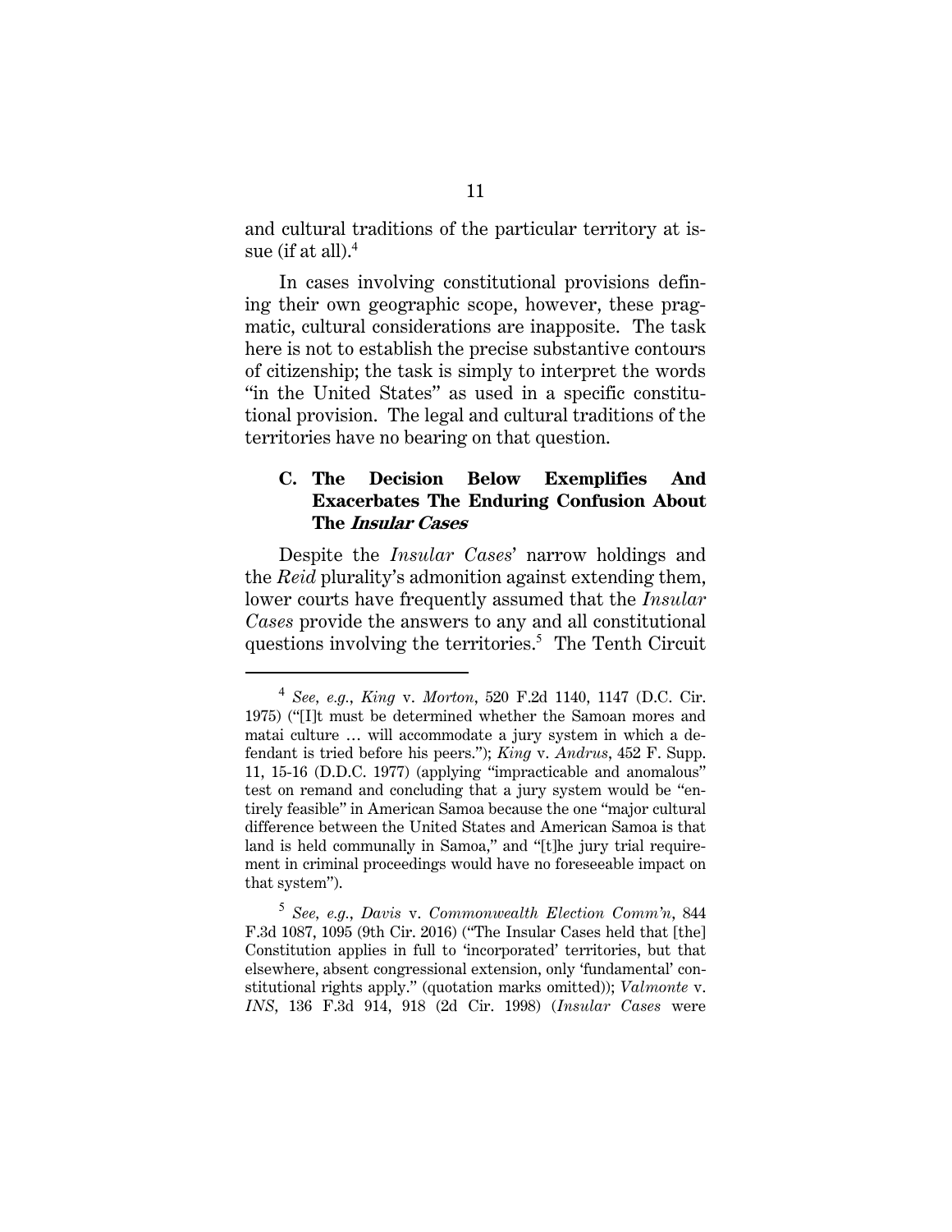and cultural traditions of the particular territory at issue (if at all).[4]

In cases involving constitutional provisions defining their own geographic scope, however, these pragmatic, cultural considerations are inapposite. The task here is not to establish the precise substantive contours of citizenship; the task is simply to interpret the words "in the United States" as used in a specific constitutional provision. The legal and cultural traditions of the territories have no bearing on that question.

### C. The Decision Below Exemplifies And Exacerbates The Enduring Confusion About The *Insular Cases*

Despite the *Insular Cases*' narrow holdings and the *Reid* plurality's admonition against extending them, lower courts have frequently assumed that the *Insular Cases* provide the answers to any and all constitutional questions involving the territories.[5] The Tenth Circuit

---

[4] *See, e.g.*, *King* v. *Morton*, 520 F.2d 1140, 1147 (D.C. Cir. 1975) ("[I]t must be determined whether the Samoan mores and matai culture … will accommodate a jury system in which a defendant is tried before his peers."); *King* v. *Andrus*, 452 F. Supp. 11, 15-16 (D.D.C. 1977) (applying "impracticable and anomalous" test on remand and concluding that a jury system would be "entirely feasible" in American Samoa because the one "major cultural difference between the United States and American Samoa is that land is held communally in Samoa," and "[t]he jury trial requirement in criminal proceedings would have no foreseeable impact on that system").

[5] *See, e.g.*, *Davis* v. *Commonwealth Election Comm'n*, 844 F.3d 1087, 1095 (9th Cir. 2016) ("The Insular Cases held that [the] Constitution applies in full to 'incorporated' territories, but that elsewhere, absent congressional extension, only 'fundamental' constitutional rights apply." (quotation marks omitted)); *Valmonte* v. *INS*, 136 F.3d 914, 918 (2d Cir. 1998) (*Insular Cases* were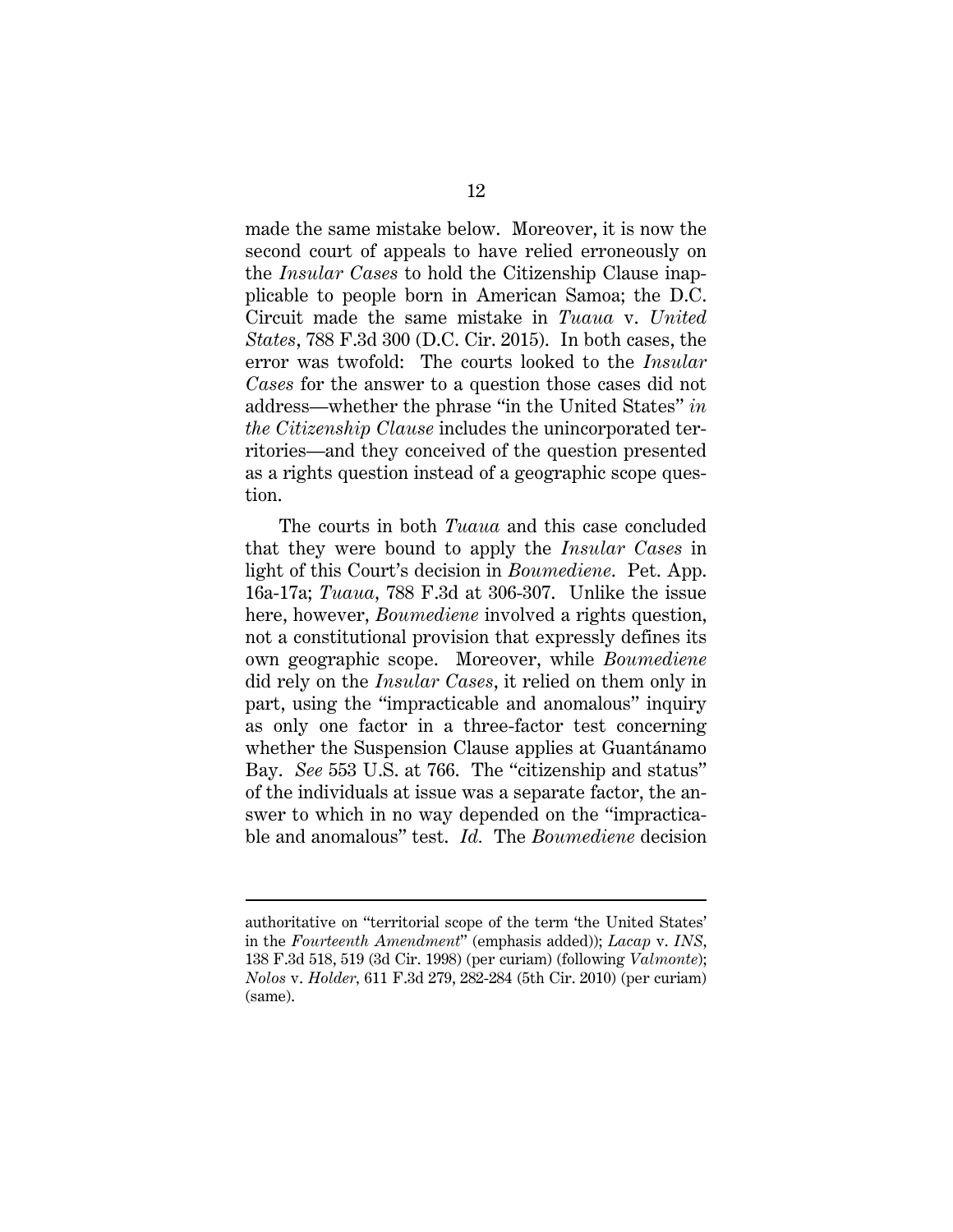made the same mistake below. Moreover, it is now the second court of appeals to have relied erroneously on the *Insular Cases* to hold the Citizenship Clause inapplicable to people born in American Samoa; the D.C. Circuit made the same mistake in *Tuaua* v. *United States*, 788 F.3d 300 (D.C. Cir. 2015). In both cases, the error was twofold: The courts looked to the *Insular Cases* for the answer to a question those cases did not address—whether the phrase "in the United States" *in the Citizenship Clause* includes the unincorporated territories—and they conceived of the question presented as a rights question instead of a geographic scope question.

The courts in both *Tuaua* and this case concluded that they were bound to apply the *Insular Cases* in light of this Court's decision in *Boumediene*. Pet. App. 16a-17a; *Tuaua*, 788 F.3d at 306-307. Unlike the issue here, however, *Boumediene* involved a rights question, not a constitutional provision that expressly defines its own geographic scope. Moreover, while *Boumediene* did rely on the *Insular Cases*, it relied on them only in part, using the "impracticable and anomalous" inquiry as only one factor in a three-factor test concerning whether the Suspension Clause applies at Guantánamo Bay. *See* 553 U.S. at 766. The "citizenship and status" of the individuals at issue was a separate factor, the answer to which in no way depended on the "impracticable and anomalous" test. *Id.* The *Boumediene* decision

---

authoritative on "territorial scope of the term 'the United States' in the *Fourteenth Amendment*" (emphasis added)); *Lacap* v. *INS*, 138 F.3d 518, 519 (3d Cir. 1998) (per curiam) (following *Valmonte*); *Nolos* v. *Holder*, 611 F.3d 279, 282-284 (5th Cir. 2010) (per curiam) (same).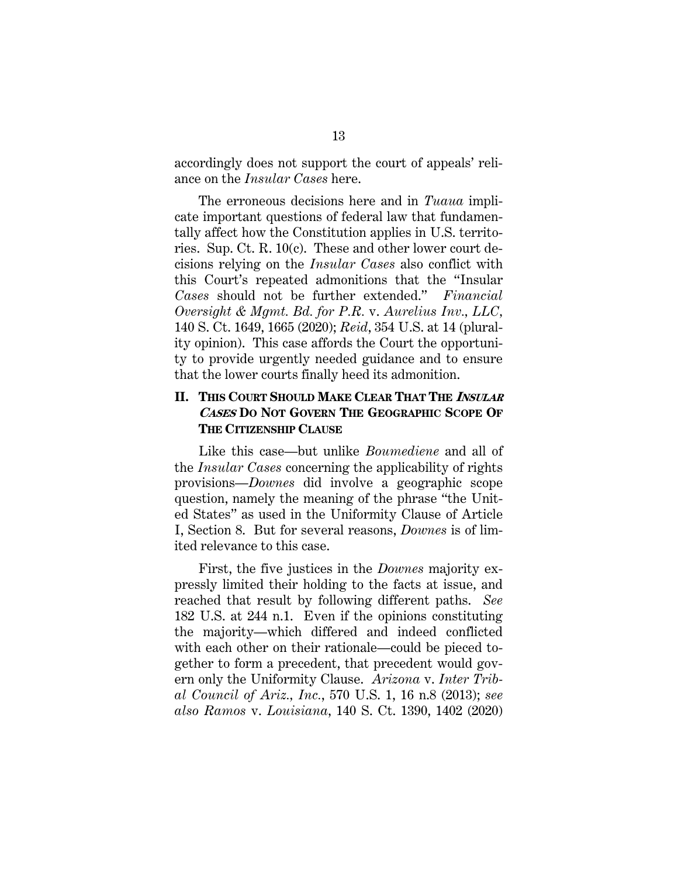accordingly does not support the court of appeals' reliance on the *Insular Cases* here.

The erroneous decisions here and in *Tuaua* implicate important questions of federal law that fundamentally affect how the Constitution applies in U.S. territories. Sup. Ct. R. 10(c). These and other lower court decisions relying on the *Insular Cases* also conflict with this Court's repeated admonitions that the "Insular *Cases* should not be further extended." *Financial Oversight & Mgmt. Bd. for P.R.* v. *Aurelius Inv., LLC*, 140 S. Ct. 1649, 1665 (2020); *Reid*, 354 U.S. at 14 (plurality opinion). This case affords the Court the opportunity to provide urgently needed guidance and to ensure that the lower courts finally heed its admonition.

## II. THIS COURT SHOULD MAKE CLEAR THAT THE *INSULAR CASES* DO NOT GOVERN THE GEOGRAPHIC SCOPE OF THE CITIZENSHIP CLAUSE

Like this case—but unlike *Boumediene* and all of the *Insular Cases* concerning the applicability of rights provisions—*Downes* did involve a geographic scope question, namely the meaning of the phrase "the United States" as used in the Uniformity Clause of Article I, Section 8. But for several reasons, *Downes* is of limited relevance to this case.

First, the five justices in the *Downes* majority expressly limited their holding to the facts at issue, and reached that result by following different paths. *See* 182 U.S. at 244 n.1. Even if the opinions constituting the majority—which differed and indeed conflicted with each other on their rationale—could be pieced together to form a precedent, that precedent would govern only the Uniformity Clause. *Arizona* v. *Inter Tribal Council of Ariz., Inc.*, 570 U.S. 1, 16 n.8 (2013); *see also Ramos* v. *Louisiana*, 140 S. Ct. 1390, 1402 (2020)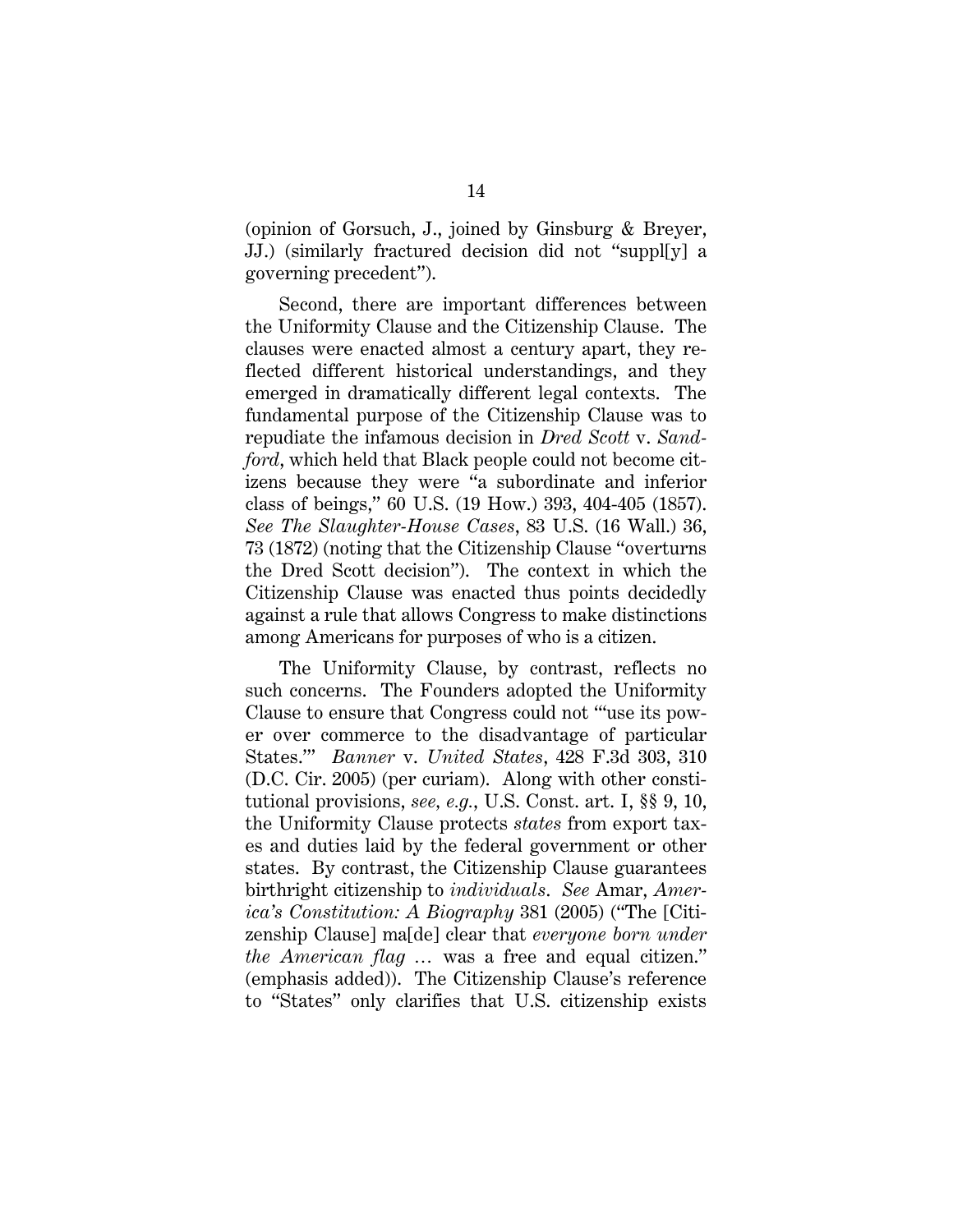(opinion of Gorsuch, J., joined by Ginsburg & Breyer, JJ.) (similarly fractured decision did not "suppl[y] a governing precedent").

Second, there are important differences between the Uniformity Clause and the Citizenship Clause. The clauses were enacted almost a century apart, they reflected different historical understandings, and they emerged in dramatically different legal contexts. The fundamental purpose of the Citizenship Clause was to repudiate the infamous decision in *Dred Scott* v. *Sandford*, which held that Black people could not become citizens because they were "a subordinate and inferior class of beings," 60 U.S. (19 How.) 393, 404-405 (1857). *See The Slaughter-House Cases*, 83 U.S. (16 Wall.) 36, 73 (1872) (noting that the Citizenship Clause "overturns the Dred Scott decision"). The context in which the Citizenship Clause was enacted thus points decidedly against a rule that allows Congress to make distinctions among Americans for purposes of who is a citizen.

The Uniformity Clause, by contrast, reflects no such concerns. The Founders adopted the Uniformity Clause to ensure that Congress could not "'use its power over commerce to the disadvantage of particular States.'" *Banner* v. *United States*, 428 F.3d 303, 310 (D.C. Cir. 2005) (per curiam). Along with other constitutional provisions, *see, e.g.*, U.S. Const. art. I, §§ 9, 10, the Uniformity Clause protects *states* from export taxes and duties laid by the federal government or other states. By contrast, the Citizenship Clause guarantees birthright citizenship to *individuals*. *See* Amar, *America's Constitution: A Biography* 381 (2005) ("The [Citizenship Clause] ma[de] clear that *everyone born under the American flag* … was a free and equal citizen." (emphasis added)). The Citizenship Clause's reference to "States" only clarifies that U.S. citizenship exists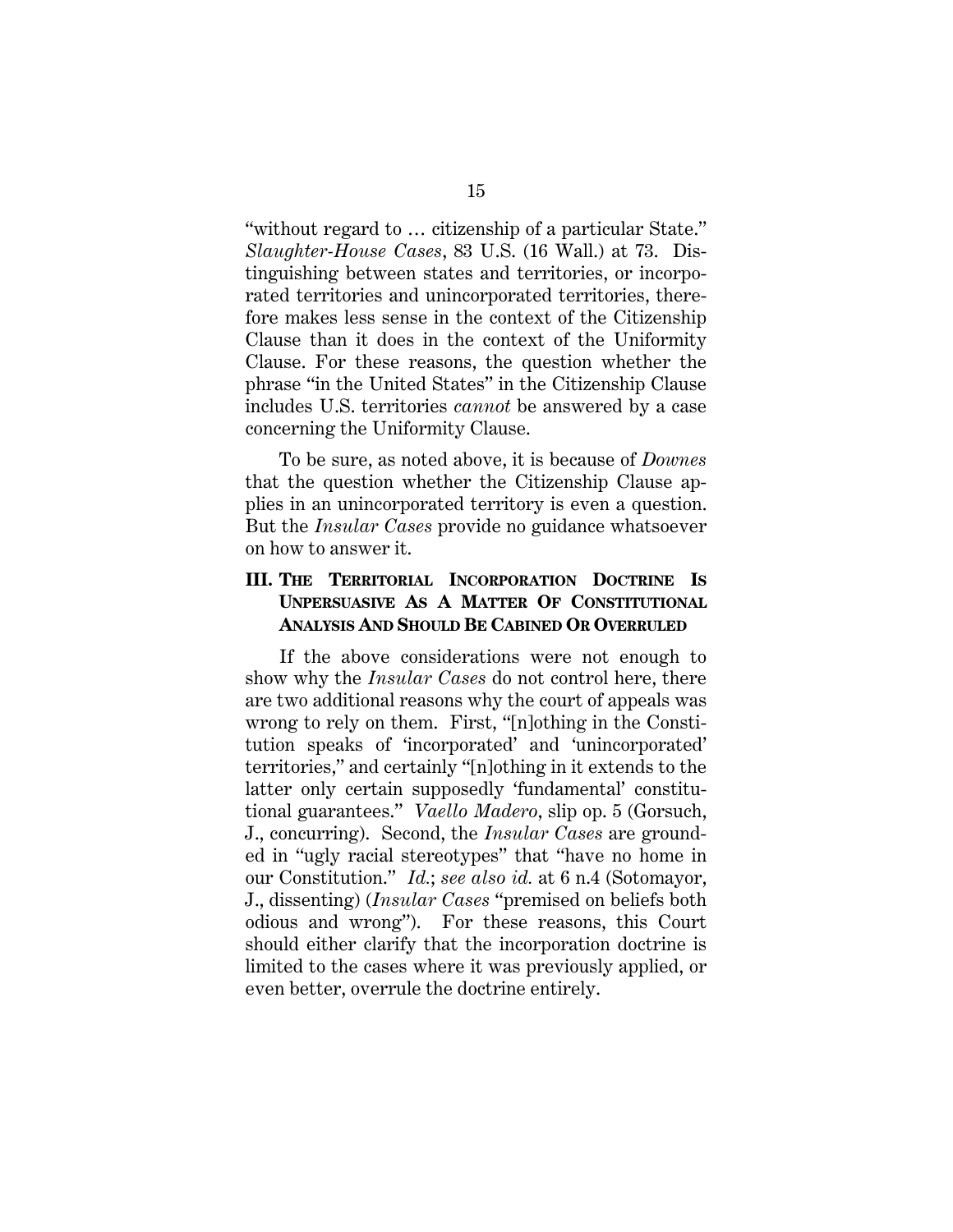"without regard to … citizenship of a particular State." *Slaughter-House Cases*, 83 U.S. (16 Wall.) at 73. Distinguishing between states and territories, or incorporated territories and unincorporated territories, therefore makes less sense in the context of the Citizenship Clause than it does in the context of the Uniformity Clause. For these reasons, the question whether the phrase "in the United States" in the Citizenship Clause includes U.S. territories *cannot* be answered by a case concerning the Uniformity Clause.

To be sure, as noted above, it is because of *Downes* that the question whether the Citizenship Clause applies in an unincorporated territory is even a question. But the *Insular Cases* provide no guidance whatsoever on how to answer it.

## III. THE TERRITORIAL INCORPORATION DOCTRINE IS UNPERSUASIVE AS A MATTER OF CONSTITUTIONAL ANALYSIS AND SHOULD BE CABINED OR OVERRULED

If the above considerations were not enough to show why the *Insular Cases* do not control here, there are two additional reasons why the court of appeals was wrong to rely on them. First, "[n]othing in the Constitution speaks of 'incorporated' and 'unincorporated' territories," and certainly "[n]othing in it extends to the latter only certain supposedly 'fundamental' constitutional guarantees." *Vaello Madero*, slip op. 5 (Gorsuch, J., concurring). Second, the *Insular Cases* are grounded in "ugly racial stereotypes" that "have no home in our Constitution." *Id.*; *see also id.* at 6 n.4 (Sotomayor, J., dissenting) (*Insular Cases* "premised on beliefs both odious and wrong"). For these reasons, this Court should either clarify that the incorporation doctrine is limited to the cases where it was previously applied, or even better, overrule the doctrine entirely.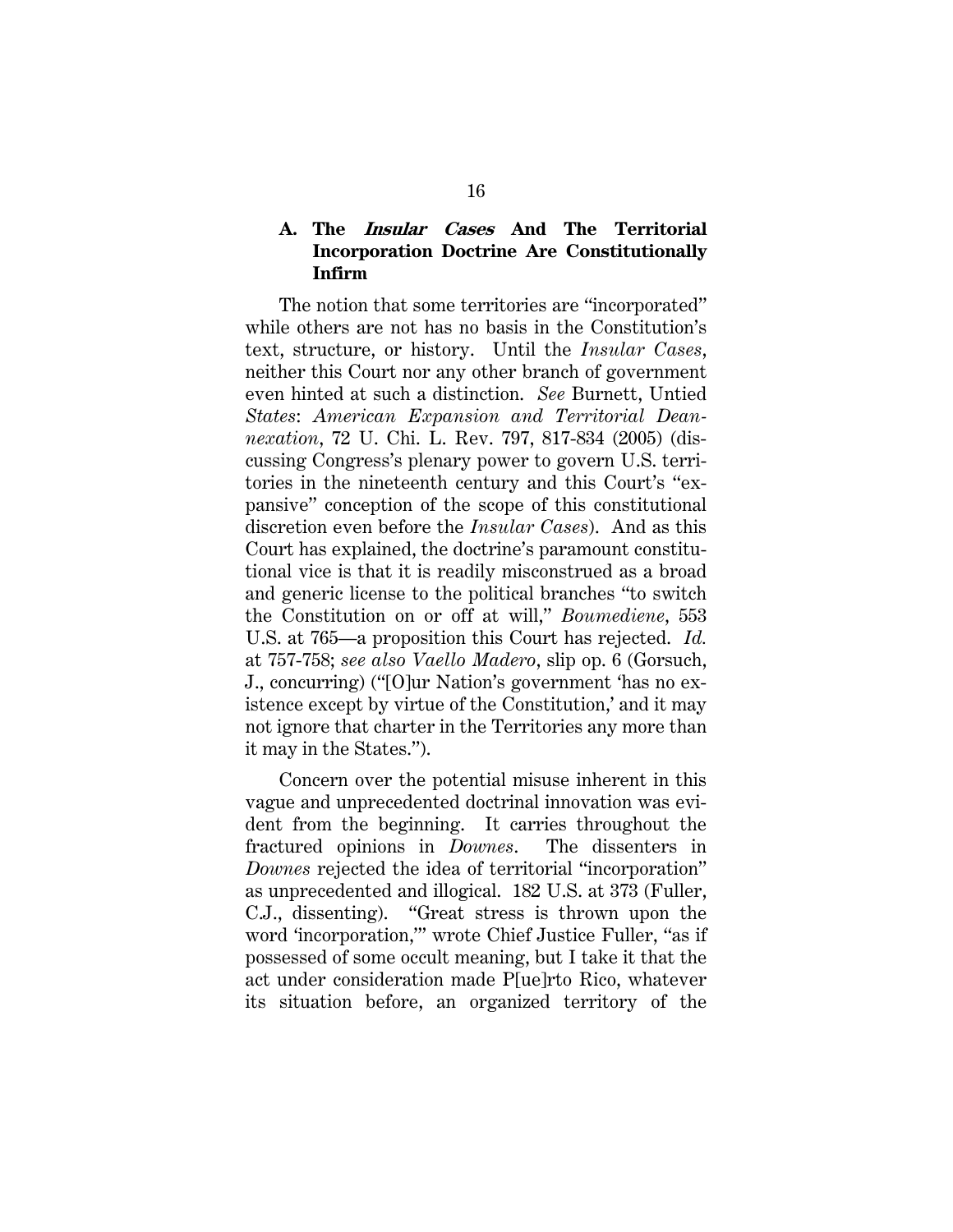### A. The *Insular Cases* And The Territorial Incorporation Doctrine Are Constitutionally Infirm

The notion that some territories are "incorporated" while others are not has no basis in the Constitution's text, structure, or history. Until the *Insular Cases*, neither this Court nor any other branch of government even hinted at such a distinction. *See* Burnett, Untied *States*: *American Expansion and Territorial Deannexation*, 72 U. Chi. L. Rev. 797, 817-834 (2005) (discussing Congress's plenary power to govern U.S. territories in the nineteenth century and this Court's "expansive" conception of the scope of this constitutional discretion even before the *Insular Cases*). And as this Court has explained, the doctrine's paramount constitutional vice is that it is readily misconstrued as a broad and generic license to the political branches "to switch the Constitution on or off at will," *Boumediene*, 553 U.S. at 765—a proposition this Court has rejected. *Id.* at 757-758; *see also Vaello Madero*, slip op. 6 (Gorsuch, J., concurring) ("[O]ur Nation's government 'has no existence except by virtue of the Constitution,' and it may not ignore that charter in the Territories any more than it may in the States.").

Concern over the potential misuse inherent in this vague and unprecedented doctrinal innovation was evident from the beginning. It carries throughout the fractured opinions in *Downes*. The dissenters in *Downes* rejected the idea of territorial "incorporation" as unprecedented and illogical. 182 U.S. at 373 (Fuller, C.J., dissenting). "Great stress is thrown upon the word 'incorporation,'" wrote Chief Justice Fuller, "as if possessed of some occult meaning, but I take it that the act under consideration made P[ue]rto Rico, whatever its situation before, an organized territory of the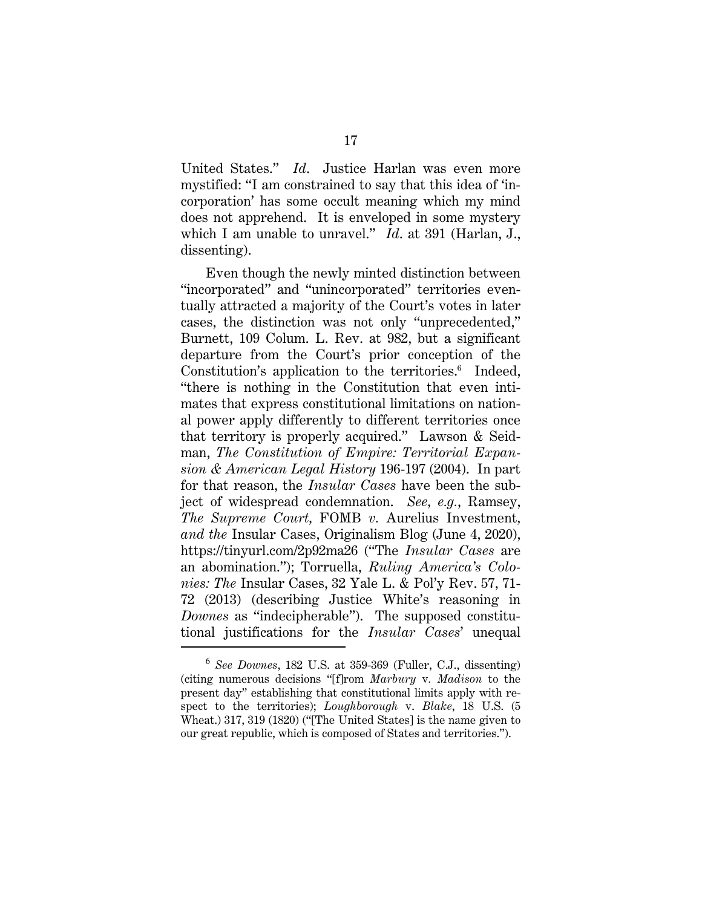United States." *Id*. Justice Harlan was even more mystified: "I am constrained to say that this idea of 'incorporation' has some occult meaning which my mind does not apprehend. It is enveloped in some mystery which I am unable to unravel." *Id*. at 391 (Harlan, J., dissenting).

Even though the newly minted distinction between "incorporated" and "unincorporated" territories eventually attracted a majority of the Court's votes in later cases, the distinction was not only "unprecedented," Burnett, 109 Colum. L. Rev. at 982, but a significant departure from the Court's prior conception of the Constitution's application to the territories.[6] Indeed, "there is nothing in the Constitution that even intimates that express constitutional limitations on national power apply differently to different territories once that territory is properly acquired." Lawson & Seidman, *The Constitution of Empire: Territorial Expansion & American Legal History* 196-197 (2004). In part for that reason, the *Insular Cases* have been the subject of widespread condemnation. *See, e.g.*, Ramsey, *The Supreme Court,* FOMB *v.* Aurelius Investment, *and the* Insular Cases, Originalism Blog (June 4, 2020), https://tinyurl.com/2p92ma26 ("The *Insular Cases* are an abomination."); Torruella, *Ruling America's Colonies: The* Insular Cases, 32 Yale L. & Pol'y Rev. 57, 71-72 (2013) (describing Justice White's reasoning in *Downes* as "indecipherable"). The supposed constitutional justifications for the *Insular Cases*' unequal

---

[6] *See Downes*, 182 U.S. at 359-369 (Fuller, C.J., dissenting) (citing numerous decisions "[f]rom *Marbury* v. *Madison* to the present day" establishing that constitutional limits apply with respect to the territories); *Loughborough* v. *Blake*, 18 U.S. (5 Wheat.) 317, 319 (1820) ("[The United States] is the name given to our great republic, which is composed of States and territories.").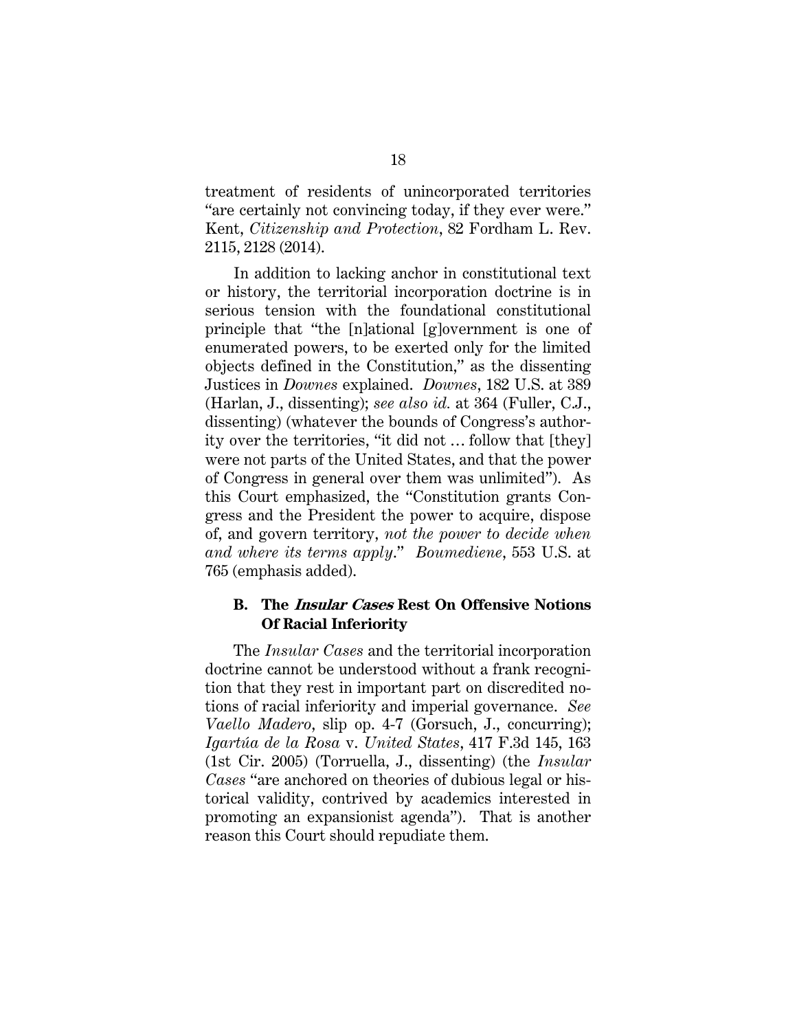treatment of residents of unincorporated territories "are certainly not convincing today, if they ever were." Kent, *Citizenship and Protection*, 82 Fordham L. Rev. 2115, 2128 (2014).

In addition to lacking anchor in constitutional text or history, the territorial incorporation doctrine is in serious tension with the foundational constitutional principle that "the [n]ational [g]overnment is one of enumerated powers, to be exerted only for the limited objects defined in the Constitution," as the dissenting Justices in *Downes* explained. *Downes*, 182 U.S. at 389 (Harlan, J., dissenting); *see also id.* at 364 (Fuller, C.J., dissenting) (whatever the bounds of Congress's authority over the territories, "it did not … follow that [they] were not parts of the United States, and that the power of Congress in general over them was unlimited"). As this Court emphasized, the "Constitution grants Congress and the President the power to acquire, dispose of, and govern territory, *not the power to decide when and where its terms apply*." *Boumediene*, 553 U.S. at 765 (emphasis added).

### B. The *Insular Cases* Rest On Offensive Notions Of Racial Inferiority

The *Insular Cases* and the territorial incorporation doctrine cannot be understood without a frank recognition that they rest in important part on discredited notions of racial inferiority and imperial governance. *See Vaello Madero*, slip op. 4-7 (Gorsuch, J., concurring); *Igartúa de la Rosa* v. *United States*, 417 F.3d 145, 163 (1st Cir. 2005) (Torruella, J., dissenting) (the *Insular Cases* "are anchored on theories of dubious legal or historical validity, contrived by academics interested in promoting an expansionist agenda"). That is another reason this Court should repudiate them.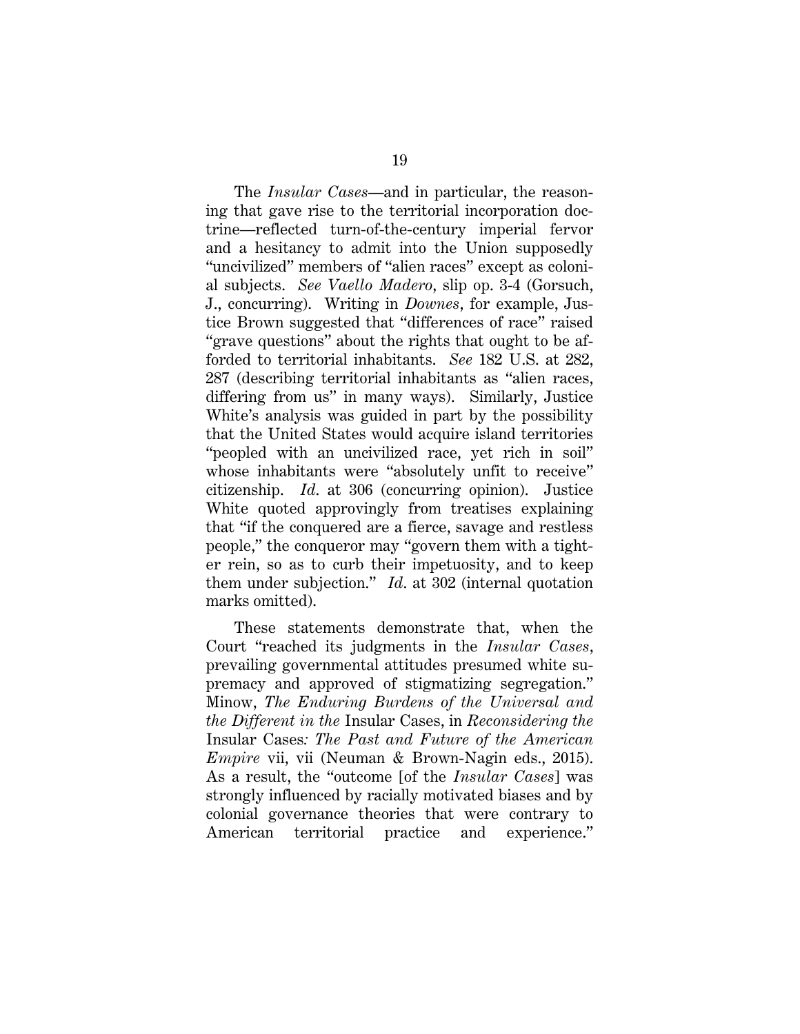The *Insular Cases*—and in particular, the reasoning that gave rise to the territorial incorporation doctrine—reflected turn-of-the-century imperial fervor and a hesitancy to admit into the Union supposedly "uncivilized" members of "alien races" except as colonial subjects. *See Vaello Madero*, slip op. 3-4 (Gorsuch, J., concurring). Writing in *Downes*, for example, Justice Brown suggested that "differences of race" raised "grave questions" about the rights that ought to be afforded to territorial inhabitants. *See* 182 U.S. at 282, 287 (describing territorial inhabitants as "alien races, differing from us" in many ways). Similarly, Justice White's analysis was guided in part by the possibility that the United States would acquire island territories "peopled with an uncivilized race, yet rich in soil" whose inhabitants were "absolutely unfit to receive" citizenship. *Id*. at 306 (concurring opinion). Justice White quoted approvingly from treatises explaining that "if the conquered are a fierce, savage and restless people," the conqueror may "govern them with a tighter rein, so as to curb their impetuosity, and to keep them under subjection." *Id*. at 302 (internal quotation marks omitted).

These statements demonstrate that, when the Court "reached its judgments in the *Insular Cases*, prevailing governmental attitudes presumed white supremacy and approved of stigmatizing segregation." Minow, *The Enduring Burdens of the Universal and the Different in the* Insular Cases, in *Reconsidering the* Insular Cases*: The Past and Future of the American Empire* vii, vii (Neuman & Brown-Nagin eds., 2015). As a result, the "outcome [of the *Insular Cases*] was strongly influenced by racially motivated biases and by colonial governance theories that were contrary to American territorial practice and experience."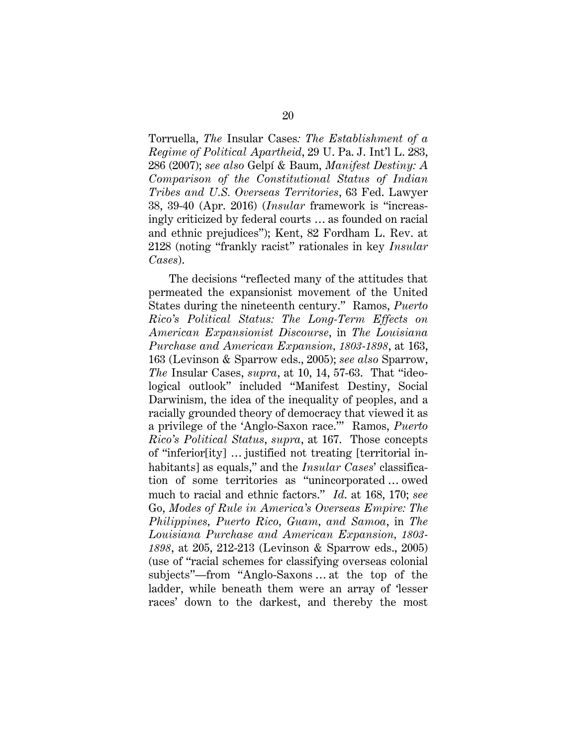Torruella, *The* Insular Cases*: The Establishment of a Regime of Political Apartheid*, 29 U. Pa. J. Int'l L. 283, 286 (2007); *see also* Gelpí & Baum, *Manifest Destiny: A Comparison of the Constitutional Status of Indian Tribes and U.S. Overseas Territories*, 63 Fed. Lawyer 38, 39-40 (Apr. 2016) (*Insular* framework is "increasingly criticized by federal courts … as founded on racial and ethnic prejudices"); Kent, 82 Fordham L. Rev. at 2128 (noting "frankly racist" rationales in key *Insular Cases*).

The decisions "reflected many of the attitudes that permeated the expansionist movement of the United States during the nineteenth century." Ramos, *Puerto Rico's Political Status: The Long-Term Effects on American Expansionist Discourse*, in *The Louisiana Purchase and American Expansion, 1803-1898*, at 163, 163 (Levinson & Sparrow eds., 2005); *see also* Sparrow, *The* Insular Cases, *supra*, at 10, 14, 57-63. That "ideological outlook" included "Manifest Destiny, Social Darwinism, the idea of the inequality of peoples, and a racially grounded theory of democracy that viewed it as a privilege of the 'Anglo-Saxon race.'" Ramos, *Puerto Rico's Political Status*, *supra*, at 167. Those concepts of "inferior[ity] … justified not treating [territorial inhabitants] as equals," and the *Insular Cases*' classification of some territories as "unincorporated … owed much to racial and ethnic factors." *Id.* at 168, 170; *see* Go, *Modes of Rule in America's Overseas Empire: The Philippines, Puerto Rico, Guam, and Samoa*, in *The Louisiana Purchase and American Expansion, 1803-1898*, at 205, 212-213 (Levinson & Sparrow eds., 2005) (use of "racial schemes for classifying overseas colonial subjects"—from "Anglo-Saxons … at the top of the ladder, while beneath them were an array of 'lesser races' down to the darkest, and thereby the most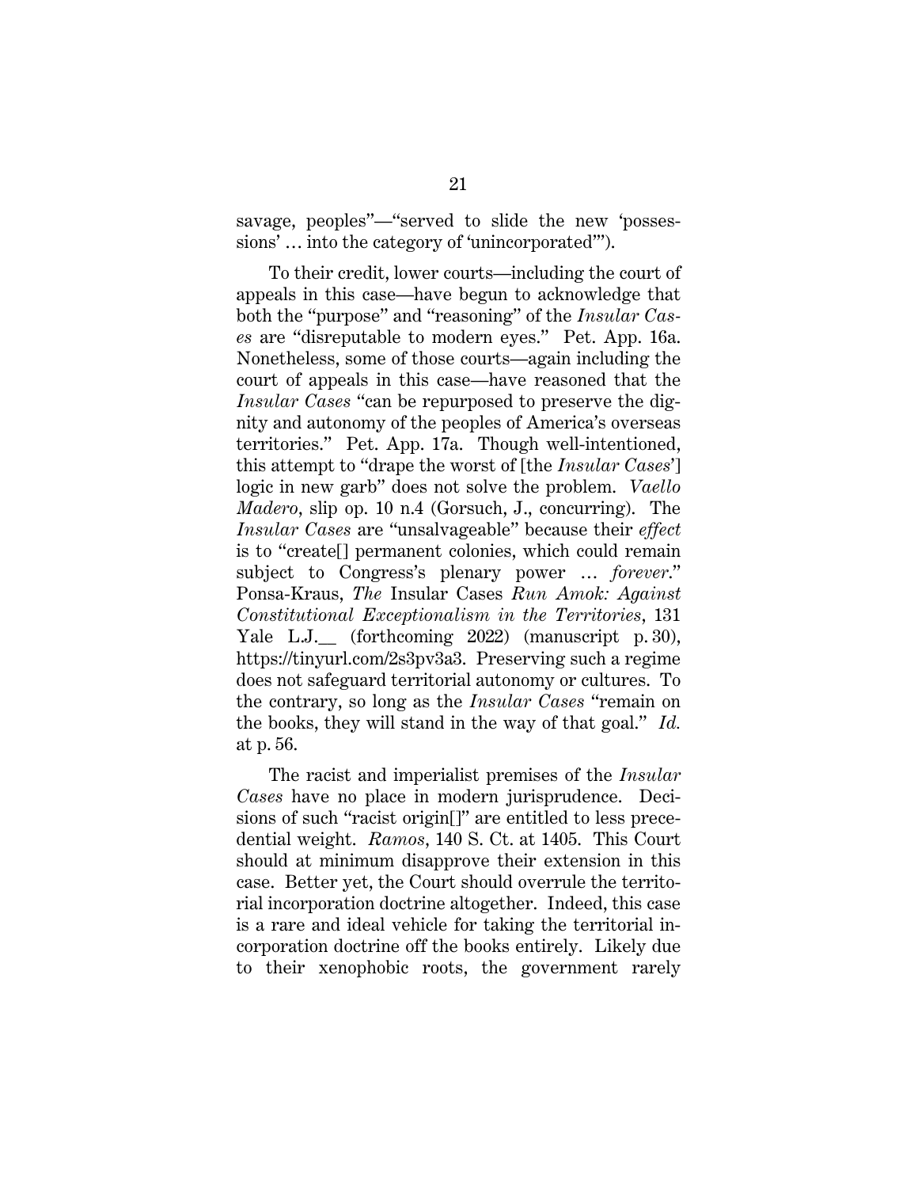savage, peoples"—"served to slide the new 'possessions' … into the category of 'unincorporated'").

To their credit, lower courts—including the court of appeals in this case—have begun to acknowledge that both the "purpose" and "reasoning" of the *Insular Cases* are "disreputable to modern eyes." Pet. App. 16a. Nonetheless, some of those courts—again including the court of appeals in this case—have reasoned that the *Insular Cases* "can be repurposed to preserve the dignity and autonomy of the peoples of America's overseas territories." Pet. App. 17a. Though well-intentioned, this attempt to "drape the worst of [the *Insular Cases*'] logic in new garb" does not solve the problem. *Vaello Madero*, slip op. 10 n.4 (Gorsuch, J., concurring). The *Insular Cases* are "unsalvageable" because their *effect* is to "create[] permanent colonies, which could remain subject to Congress's plenary power … *forever*." Ponsa-Kraus, *The* Insular Cases *Run Amok: Against Constitutional Exceptionalism in the Territories*, 131 Yale L.J.__ (forthcoming 2022) (manuscript p. 30), https://tinyurl.com/2s3pv3a3. Preserving such a regime does not safeguard territorial autonomy or cultures. To the contrary, so long as the *Insular Cases* "remain on the books, they will stand in the way of that goal." *Id.* at p. 56.

The racist and imperialist premises of the *Insular Cases* have no place in modern jurisprudence. Decisions of such "racist origin[]" are entitled to less precedential weight. *Ramos*, 140 S. Ct. at 1405. This Court should at minimum disapprove their extension in this case. Better yet, the Court should overrule the territorial incorporation doctrine altogether. Indeed, this case is a rare and ideal vehicle for taking the territorial incorporation doctrine off the books entirely. Likely due to their xenophobic roots, the government rarely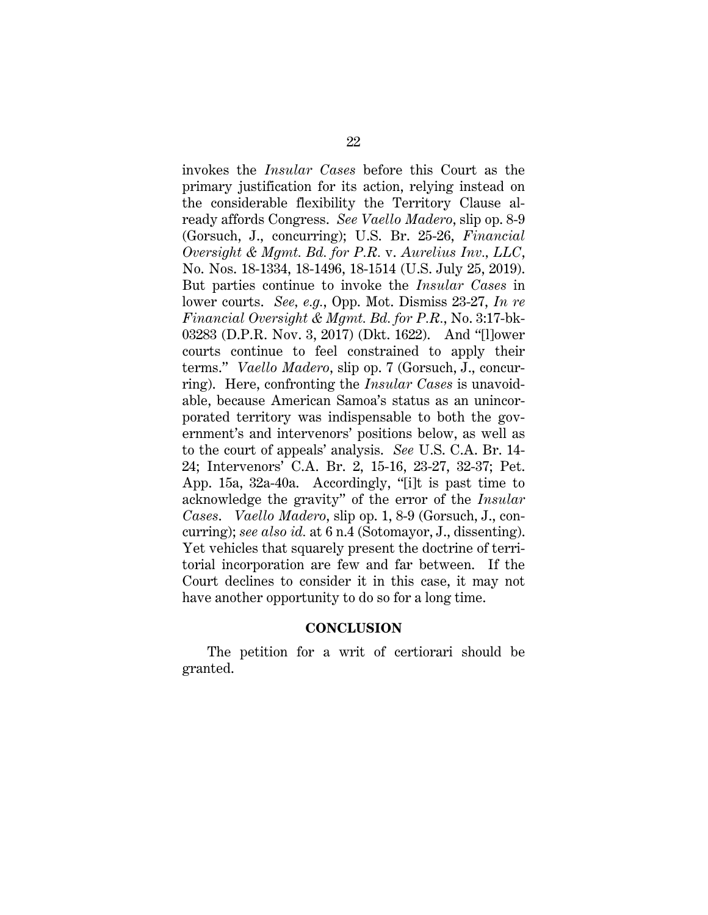invokes the *Insular Cases* before this Court as the primary justification for its action, relying instead on the considerable flexibility the Territory Clause already affords Congress. *See Vaello Madero*, slip op. 8-9 (Gorsuch, J., concurring); U.S. Br. 25-26, *Financial Oversight & Mgmt. Bd. for P.R.* v. *Aurelius Inv., LLC*, No. Nos. 18-1334, 18-1496, 18-1514 (U.S. July 25, 2019). But parties continue to invoke the *Insular Cases* in lower courts. *See, e.g.*, Opp. Mot. Dismiss 23-27, *In re Financial Oversight & Mgmt. Bd. for P.R.*, No. 3:17-bk-03283 (D.P.R. Nov. 3, 2017) (Dkt. 1622). And "[l]ower courts continue to feel constrained to apply their terms." *Vaello Madero*, slip op. 7 (Gorsuch, J., concurring). Here, confronting the *Insular Cases* is unavoidable, because American Samoa's status as an unincorporated territory was indispensable to both the government's and intervenors' positions below, as well as to the court of appeals' analysis. *See* U.S. C.A. Br. 14-24; Intervenors' C.A. Br. 2, 15-16, 23-27, 32-37; Pet. App. 15a, 32a-40a. Accordingly, "[i]t is past time to acknowledge the gravity" of the error of the *Insular Cases*. *Vaello Madero*, slip op. 1, 8-9 (Gorsuch, J., concurring); *see also id.* at 6 n.4 (Sotomayor, J., dissenting). Yet vehicles that squarely present the doctrine of territorial incorporation are few and far between. If the Court declines to consider it in this case, it may not have another opportunity to do so for a long time.

## CONCLUSION

The petition for a writ of certiorari should be granted.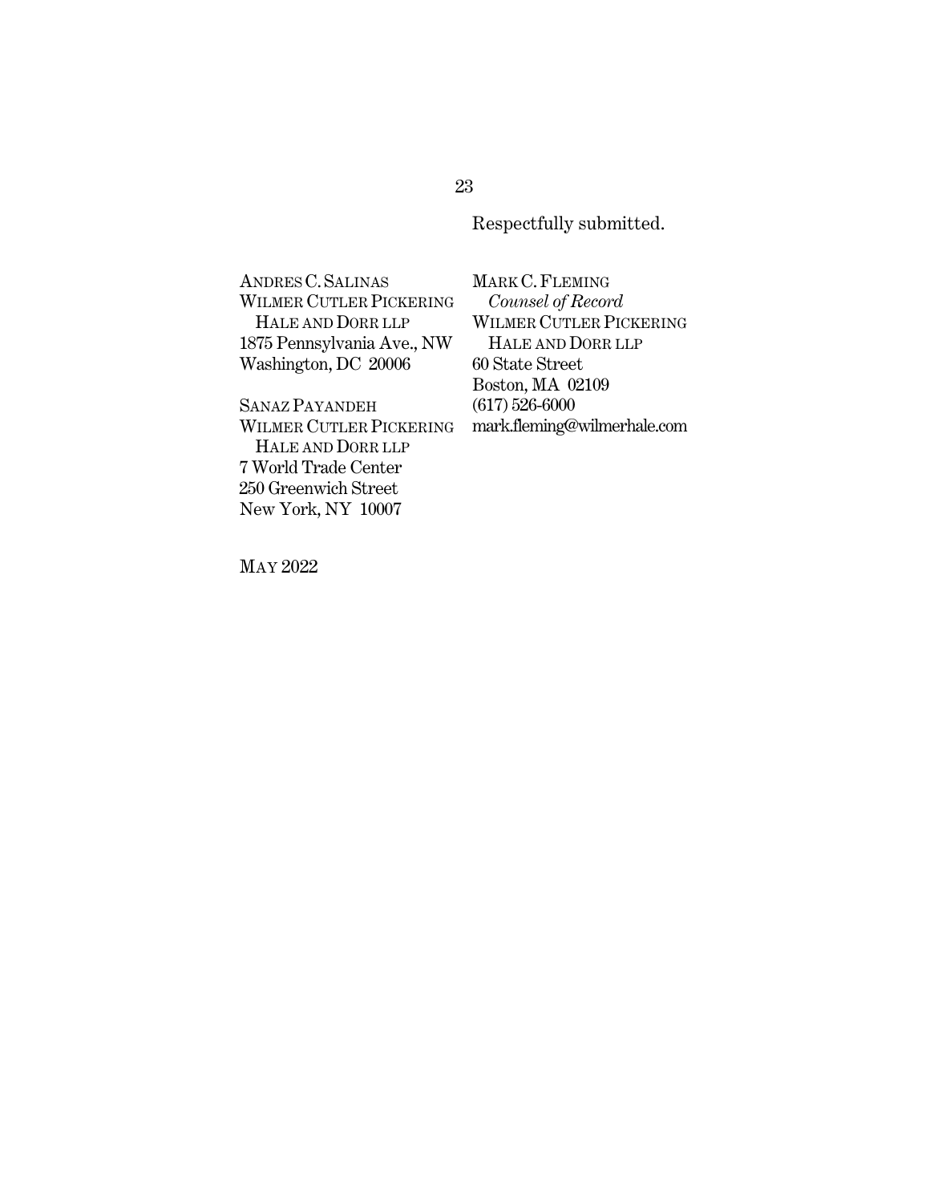Respectfully submitted.

MARK C. FLEMING
*Counsel of Record*
WILMER CUTLER PICKERING
HALE AND DORR LLP
60 State Street
Boston, MA 02109
(617) 526-6000
mark.fleming@wilmerhale.com

ANDRES C. SALINAS
WILMER CUTLER PICKERING
HALE AND DORR LLP
1875 Pennsylvania Ave., NW
Washington, DC 20006

SANAZ PAYANDEH
WILMER CUTLER PICKERING
HALE AND DORR LLP
7 World Trade Center
250 Greenwich Street
New York, NY 10007

MAY 2022